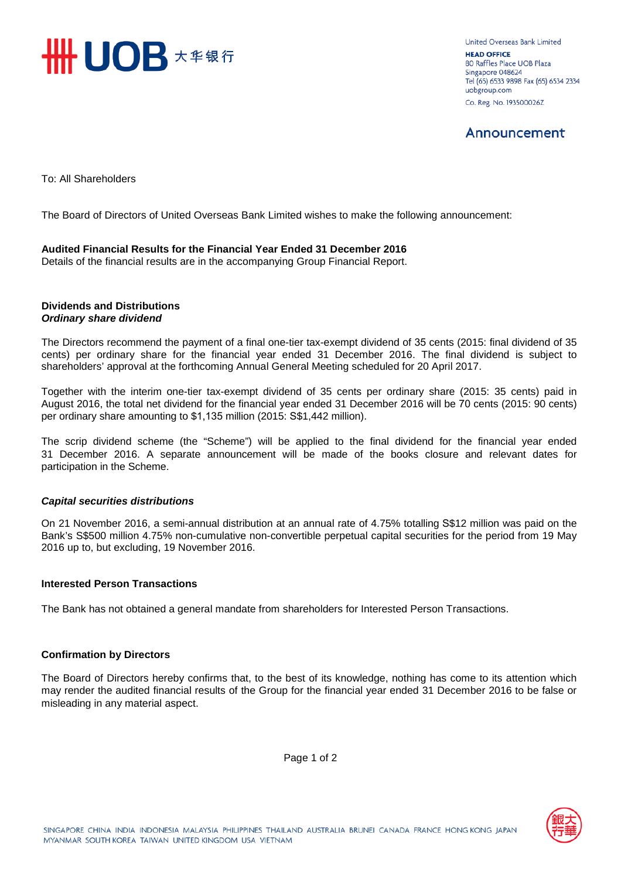United Overseas Bank Limited
**HEAD OFFICE**
80 Raffles Place UOB Plaza
Singapore 048624
Tel (65) 6533 9898 Fax (65) 6534 2334
uobgroup.com
Co. Reg. No. 193500026Z

## Announcement

To: All Shareholders

The Board of Directors of United Overseas Bank Limited wishes to make the following announcement:

**Audited Financial Results for the Financial Year Ended 31 December 2016**
Details of the financial results are in the accompanying Group Financial Report.

**Dividends and Distributions**
***Ordinary share dividend***

The Directors recommend the payment of a final one-tier tax-exempt dividend of 35 cents (2015: final dividend of 35 cents) per ordinary share for the financial year ended 31 December 2016. The final dividend is subject to shareholders' approval at the forthcoming Annual General Meeting scheduled for 20 April 2017.

Together with the interim one-tier tax-exempt dividend of 35 cents per ordinary share (2015: 35 cents) paid in August 2016, the total net dividend for the financial year ended 31 December 2016 will be 70 cents (2015: 90 cents) per ordinary share amounting to $1,135 million (2015: S$1,442 million).

The scrip dividend scheme (the "Scheme") will be applied to the final dividend for the financial year ended 31 December 2016. A separate announcement will be made of the books closure and relevant dates for participation in the Scheme.

***Capital securities distributions***

On 21 November 2016, a semi-annual distribution at an annual rate of 4.75% totalling S$12 million was paid on the Bank's S$500 million 4.75% non-cumulative non-convertible perpetual capital securities for the period from 19 May 2016 up to, but excluding, 19 November 2016.

**Interested Person Transactions**

The Bank has not obtained a general mandate from shareholders for Interested Person Transactions.

**Confirmation by Directors**

The Board of Directors hereby confirms that, to the best of its knowledge, nothing has come to its attention which may render the audited financial results of the Group for the financial year ended 31 December 2016 to be false or misleading in any material aspect.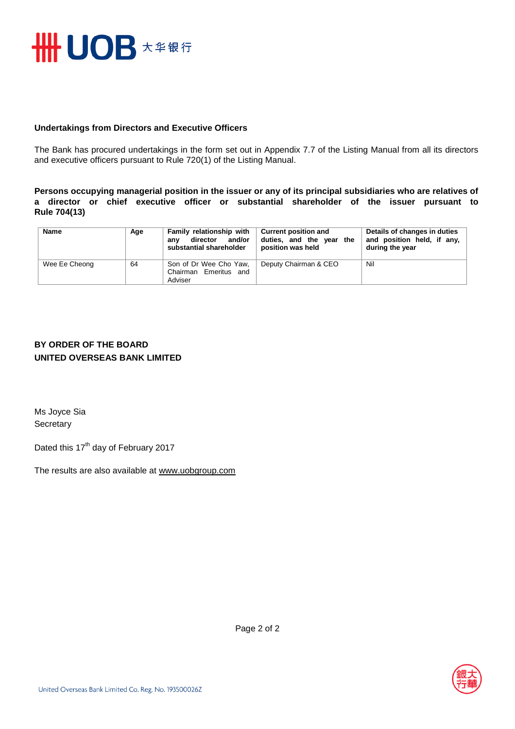**Undertakings from Directors and Executive Officers**

The Bank has procured undertakings in the form set out in Appendix 7.7 of the Listing Manual from all its directors and executive officers pursuant to Rule 720(1) of the Listing Manual.

**Persons occupying managerial position in the issuer or any of its principal subsidiaries who are relatives of a director or chief executive officer or substantial shareholder of the issuer pursuant to Rule 704(13)**

| Name | Age | Family relationship with any director and/or substantial shareholder | Current position and duties, and the year the position was held | Details of changes in duties and position held, if any, during the year |
|---|---|---|---|---|
| Wee Ee Cheong | 64 | Son of Dr Wee Cho Yaw, Chairman Emeritus and Adviser | Deputy Chairman & CEO | Nil |

**BY ORDER OF THE BOARD**
**UNITED OVERSEAS BANK LIMITED**

Ms Joyce Sia
Secretary

Dated this 17th day of February 2017

The results are also available at www.uobgroup.com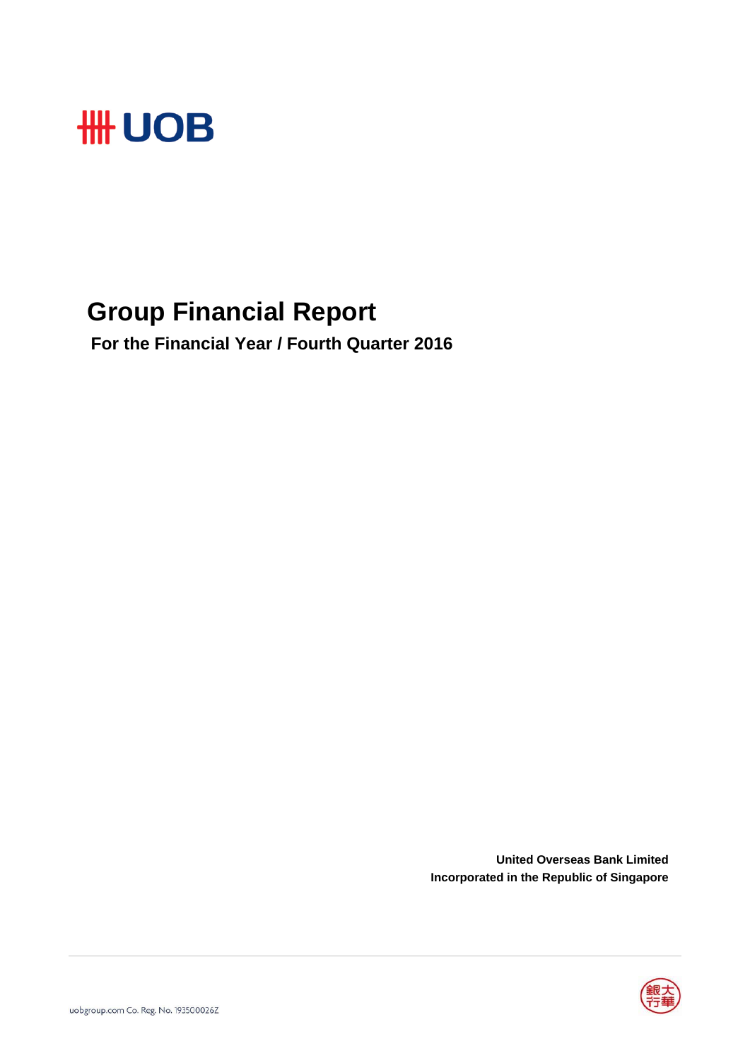# Group Financial Report

**For the Financial Year / Fourth Quarter 2016**

**United Overseas Bank Limited**
**Incorporated in the Republic of Singapore**

uobgroup.com Co. Reg. No. 193500026Z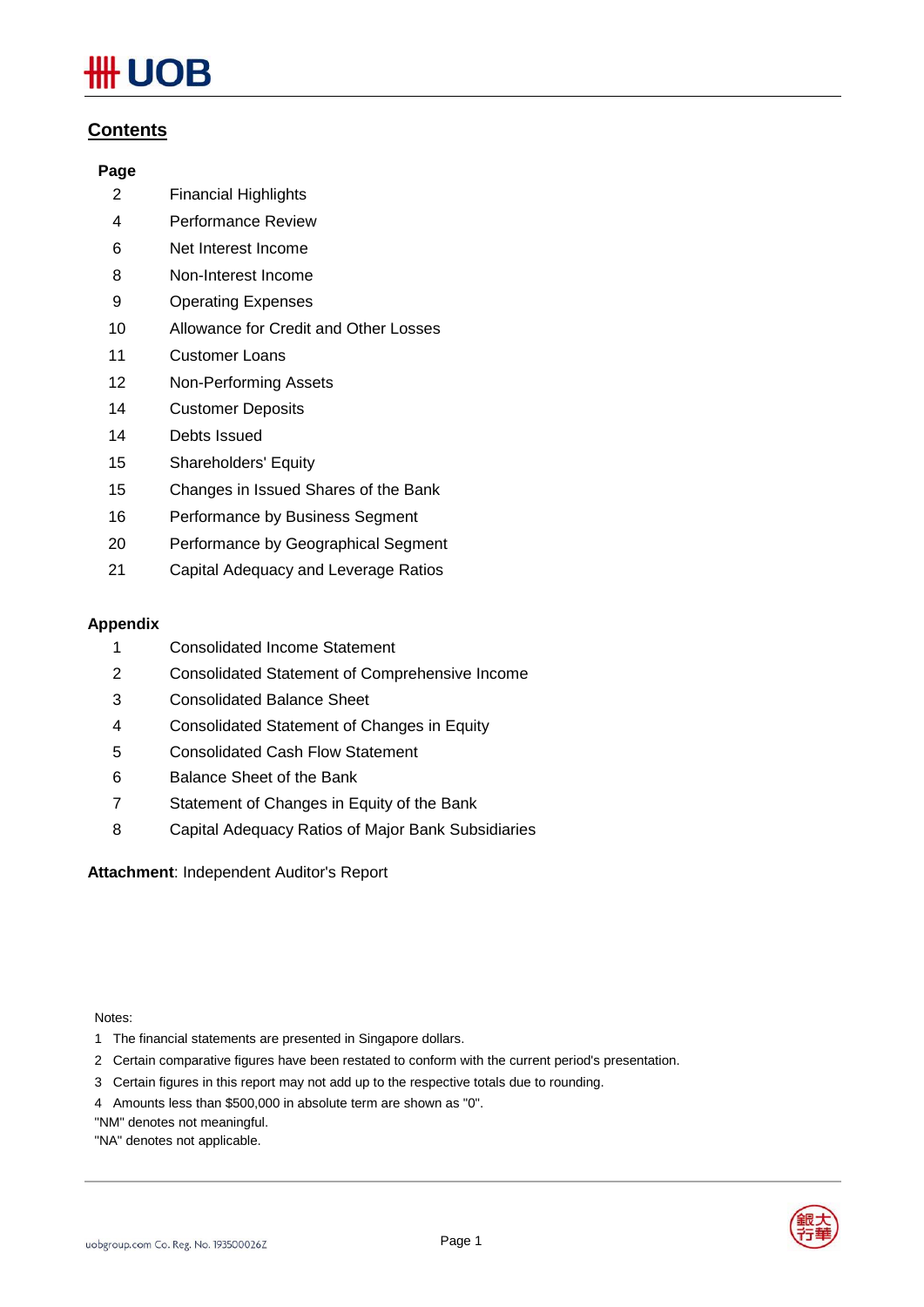## Contents

| Page | |
|---|---|
| 2 | Financial Highlights |
| 4 | Performance Review |
| 6 | Net Interest Income |
| 8 | Non-Interest Income |
| 9 | Operating Expenses |
| 10 | Allowance for Credit and Other Losses |
| 11 | Customer Loans |
| 12 | Non-Performing Assets |
| 14 | Customer Deposits |
| 14 | Debts Issued |
| 15 | Shareholders' Equity |
| 15 | Changes in Issued Shares of the Bank |
| 16 | Performance by Business Segment |
| 20 | Performance by Geographical Segment |
| 21 | Capital Adequacy and Leverage Ratios |

**Appendix**

| | |
|---|---|
| 1 | Consolidated Income Statement |
| 2 | Consolidated Statement of Comprehensive Income |
| 3 | Consolidated Balance Sheet |
| 4 | Consolidated Statement of Changes in Equity |
| 5 | Consolidated Cash Flow Statement |
| 6 | Balance Sheet of the Bank |
| 7 | Statement of Changes in Equity of the Bank |
| 8 | Capital Adequacy Ratios of Major Bank Subsidiaries |

**Attachment**: Independent Auditor's Report

Notes:

1 The financial statements are presented in Singapore dollars.

2 Certain comparative figures have been restated to conform with the current period's presentation.

3 Certain figures in this report may not add up to the respective totals due to rounding.

4 Amounts less than $500,000 in absolute term are shown as "0".

"NM" denotes not meaningful.

"NA" denotes not applicable.

uobgroup.com Co. Reg. No. 193500026Z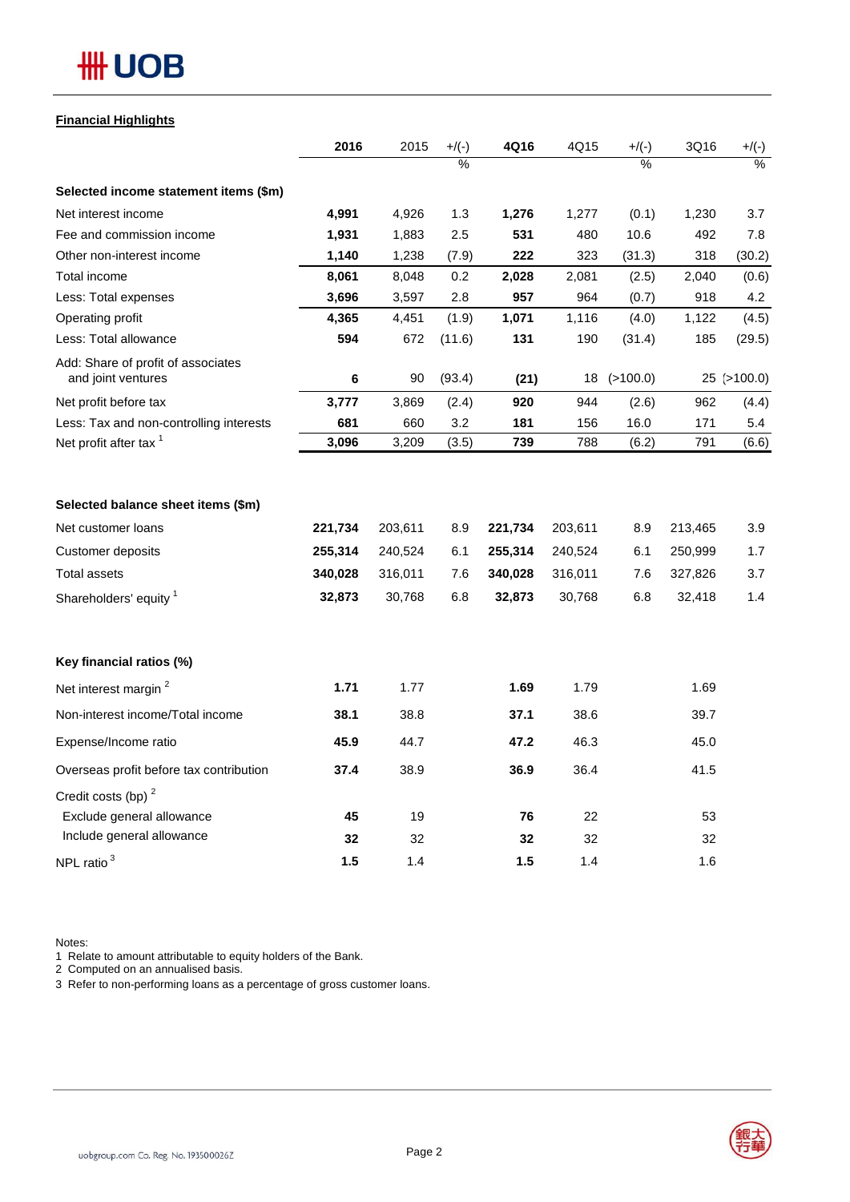## Financial Highlights

| | 2016 | 2015 | +/(-) % | 4Q16 | 4Q15 | +/(-) % | 3Q16 | +/(-) % |
|---|---|---|---|---|---|---|---|---|
| **Selected income statement items ($m)** | | | | | | | | |
| Net interest income | **4,991** | 4,926 | 1.3 | **1,276** | 1,277 | (0.1) | 1,230 | 3.7 |
| Fee and commission income | **1,931** | 1,883 | 2.5 | **531** | 480 | 10.6 | 492 | 7.8 |
| Other non-interest income | **1,140** | 1,238 | (7.9) | **222** | 323 | (31.3) | 318 | (30.2) |
| Total income | **8,061** | 8,048 | 0.2 | **2,028** | 2,081 | (2.5) | 2,040 | (0.6) |
| Less: Total expenses | **3,696** | 3,597 | 2.8 | **957** | 964 | (0.7) | 918 | 4.2 |
| Operating profit | **4,365** | 4,451 | (1.9) | **1,071** | 1,116 | (4.0) | 1,122 | (4.5) |
| Less: Total allowance | **594** | 672 | (11.6) | **131** | 190 | (31.4) | 185 | (29.5) |
| Add: Share of profit of associates and joint ventures | **6** | 90 | (93.4) | **(21)** | 18 | (>100.0) | 25 | (>100.0) |
| Net profit before tax | **3,777** | 3,869 | (2.4) | **920** | 944 | (2.6) | 962 | (4.4) |
| Less: Tax and non-controlling interests | **681** | 660 | 3.2 | **181** | 156 | 16.0 | 171 | 5.4 |
| Net profit after tax [1] | **3,096** | 3,209 | (3.5) | **739** | 788 | (6.2) | 791 | (6.6) |
| | | | | | | | | |
| **Selected balance sheet items ($m)** | | | | | | | | |
| Net customer loans | **221,734** | 203,611 | 8.9 | **221,734** | 203,611 | 8.9 | 213,465 | 3.9 |
| Customer deposits | **255,314** | 240,524 | 6.1 | **255,314** | 240,524 | 6.1 | 250,999 | 1.7 |
| Total assets | **340,028** | 316,011 | 7.6 | **340,028** | 316,011 | 7.6 | 327,826 | 3.7 |
| Shareholders' equity [1] | **32,873** | 30,768 | 6.8 | **32,873** | 30,768 | 6.8 | 32,418 | 1.4 |
| | | | | | | | | |
| **Key financial ratios (%)** | | | | | | | | |
| Net interest margin [2] | **1.71** | 1.77 | | **1.69** | 1.79 | | 1.69 | |
| Non-interest income/Total income | **38.1** | 38.8 | | **37.1** | 38.6 | | 39.7 | |
| Expense/Income ratio | **45.9** | 44.7 | | **47.2** | 46.3 | | 45.0 | |
| Overseas profit before tax contribution | **37.4** | 38.9 | | **36.9** | 36.4 | | 41.5 | |
| Credit costs (bp) [2] | | | | | | | | |
| Exclude general allowance | **45** | 19 | | **76** | 22 | | 53 | |
| Include general allowance | **32** | 32 | | **32** | 32 | | 32 | |
| NPL ratio [3] | **1.5** | 1.4 | | **1.5** | 1.4 | | 1.6 | |

Notes:
1 Relate to amount attributable to equity holders of the Bank.
2 Computed on an annualised basis.
3 Refer to non-performing loans as a percentage of gross customer loans.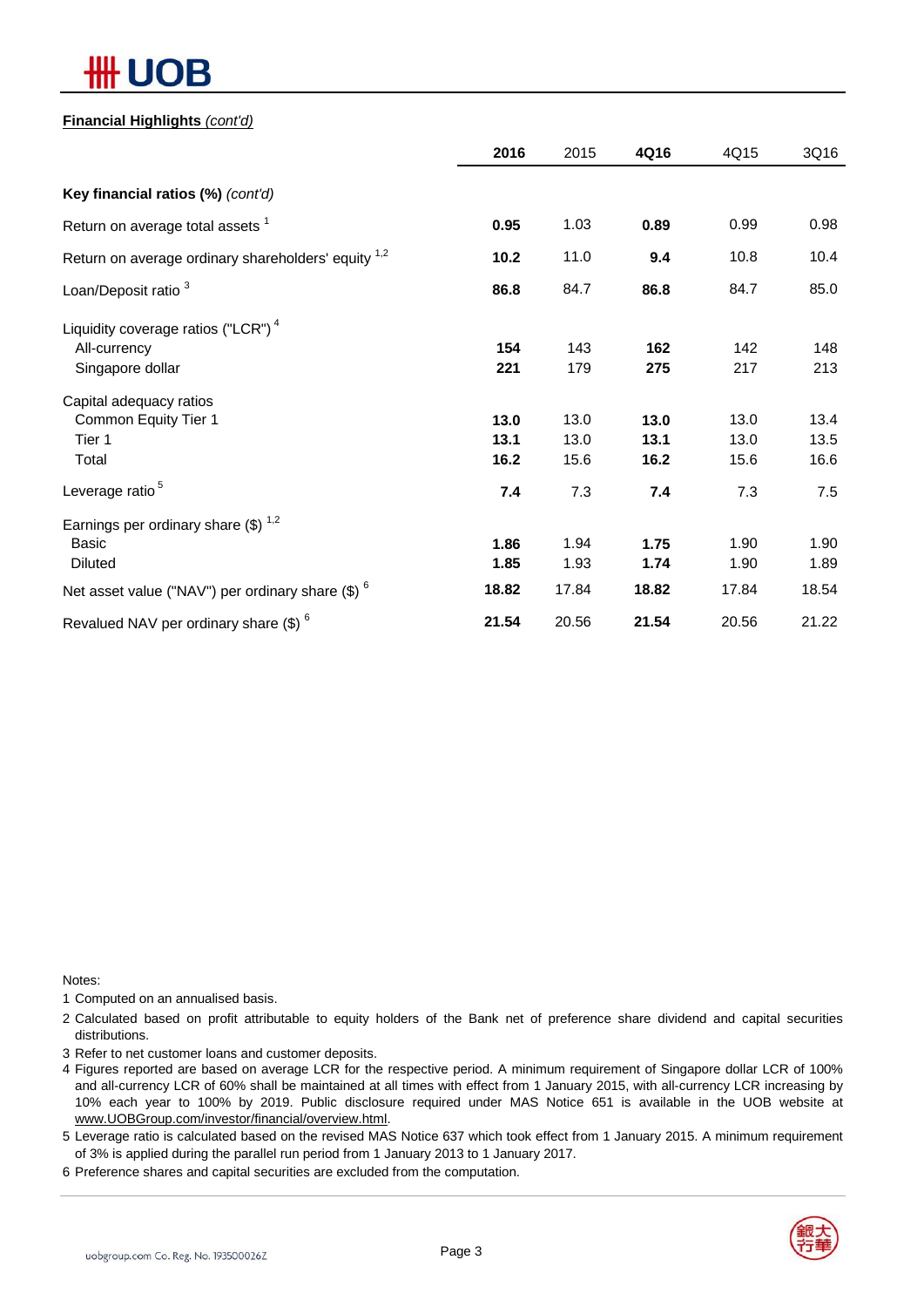**Financial Highlights** *(cont'd)*

| | **2016** | 2015 | **4Q16** | 4Q15 | 3Q16 |
|---|---|---|---|---|---|
| **Key financial ratios (%)** *(cont'd)* | | | | | |
| Return on average total assets [1] | **0.95** | 1.03 | **0.89** | 0.99 | 0.98 |
| Return on average ordinary shareholders' equity [1,2] | **10.2** | 11.0 | **9.4** | 10.8 | 10.4 |
| Loan/Deposit ratio [3] | **86.8** | 84.7 | **86.8** | 84.7 | 85.0 |
| Liquidity coverage ratios ("LCR") [4] | | | | | |
| All-currency | **154** | 143 | **162** | 142 | 148 |
| Singapore dollar | **221** | 179 | **275** | 217 | 213 |
| Capital adequacy ratios | | | | | |
| Common Equity Tier 1 | **13.0** | 13.0 | **13.0** | 13.0 | 13.4 |
| Tier 1 | **13.1** | 13.0 | **13.1** | 13.0 | 13.5 |
| Total | **16.2** | 15.6 | **16.2** | 15.6 | 16.6 |
| Leverage ratio [5] | **7.4** | 7.3 | **7.4** | 7.3 | 7.5 |
| Earnings per ordinary share ($) [1,2] | | | | | |
| Basic | **1.86** | 1.94 | **1.75** | 1.90 | 1.90 |
| Diluted | **1.85** | 1.93 | **1.74** | 1.90 | 1.89 |
| Net asset value ("NAV") per ordinary share ($) [6] | **18.82** | 17.84 | **18.82** | 17.84 | 18.54 |
| Revalued NAV per ordinary share ($) [6] | **21.54** | 20.56 | **21.54** | 20.56 | 21.22 |

Notes:

1 Computed on an annualised basis.

2 Calculated based on profit attributable to equity holders of the Bank net of preference share dividend and capital securities distributions.

3 Refer to net customer loans and customer deposits.

4 Figures reported are based on average LCR for the respective period. A minimum requirement of Singapore dollar LCR of 100% and all-currency LCR of 60% shall be maintained at all times with effect from 1 January 2015, with all-currency LCR increasing by 10% each year to 100% by 2019. Public disclosure required under MAS Notice 651 is available in the UOB website at www.UOBGroup.com/investor/financial/overview.html.

5 Leverage ratio is calculated based on the revised MAS Notice 637 which took effect from 1 January 2015. A minimum requirement of 3% is applied during the parallel run period from 1 January 2013 to 1 January 2017.

6 Preference shares and capital securities are excluded from the computation.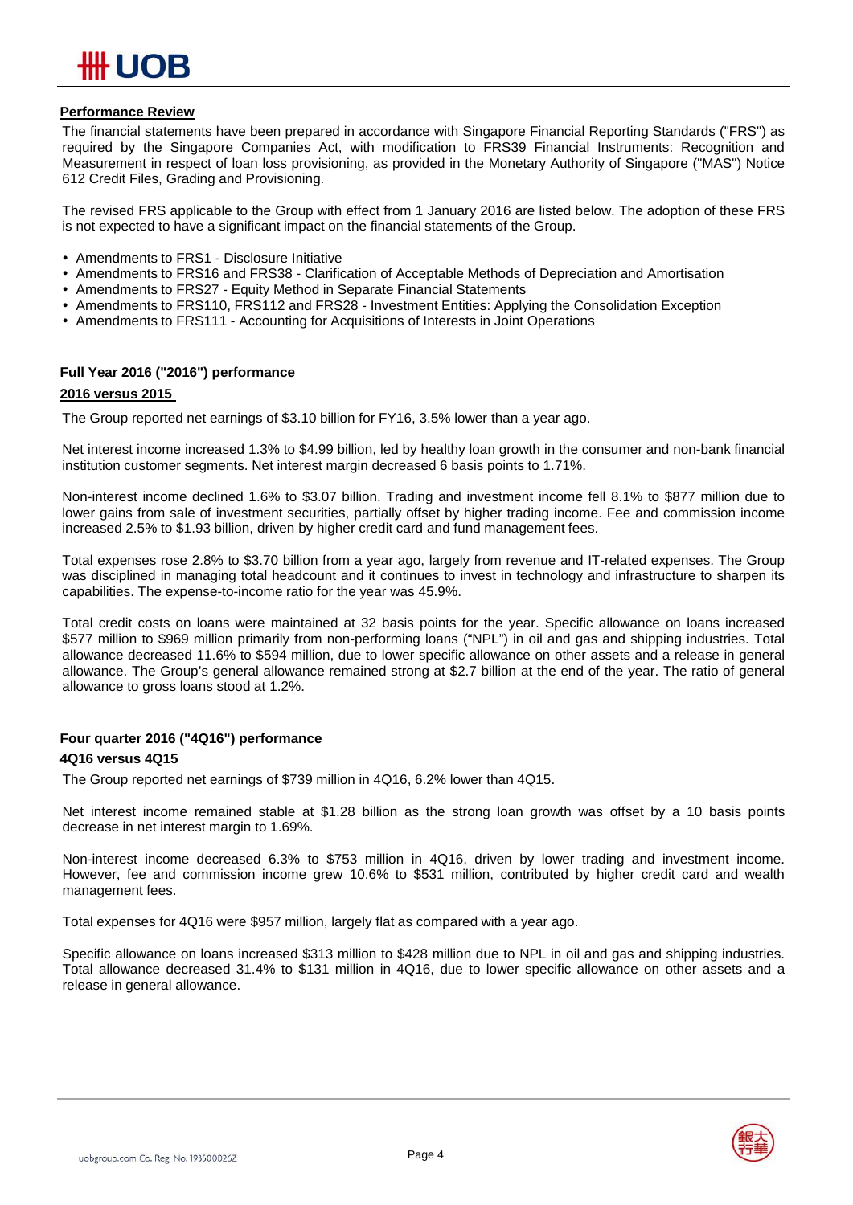## Performance Review

The financial statements have been prepared in accordance with Singapore Financial Reporting Standards ("FRS") as required by the Singapore Companies Act, with modification to FRS39 Financial Instruments: Recognition and Measurement in respect of loan loss provisioning, as provided in the Monetary Authority of Singapore ("MAS") Notice 612 Credit Files, Grading and Provisioning.

The revised FRS applicable to the Group with effect from 1 January 2016 are listed below. The adoption of these FRS is not expected to have a significant impact on the financial statements of the Group.

- Amendments to FRS1 - Disclosure Initiative
- Amendments to FRS16 and FRS38 - Clarification of Acceptable Methods of Depreciation and Amortisation
- Amendments to FRS27 - Equity Method in Separate Financial Statements
- Amendments to FRS110, FRS112 and FRS28 - Investment Entities: Applying the Consolidation Exception
- Amendments to FRS111 - Accounting for Acquisitions of Interests in Joint Operations

### Full Year 2016 ("2016") performance

**2016 versus 2015**

The Group reported net earnings of $3.10 billion for FY16, 3.5% lower than a year ago.

Net interest income increased 1.3% to $4.99 billion, led by healthy loan growth in the consumer and non-bank financial institution customer segments. Net interest margin decreased 6 basis points to 1.71%.

Non-interest income declined 1.6% to $3.07 billion. Trading and investment income fell 8.1% to $877 million due to lower gains from sale of investment securities, partially offset by higher trading income. Fee and commission income increased 2.5% to $1.93 billion, driven by higher credit card and fund management fees.

Total expenses rose 2.8% to $3.70 billion from a year ago, largely from revenue and IT-related expenses. The Group was disciplined in managing total headcount and it continues to invest in technology and infrastructure to sharpen its capabilities. The expense-to-income ratio for the year was 45.9%.

Total credit costs on loans were maintained at 32 basis points for the year. Specific allowance on loans increased $577 million to $969 million primarily from non-performing loans ("NPL") in oil and gas and shipping industries. Total allowance decreased 11.6% to $594 million, due to lower specific allowance on other assets and a release in general allowance. The Group's general allowance remained strong at $2.7 billion at the end of the year. The ratio of general allowance to gross loans stood at 1.2%.

### Four quarter 2016 ("4Q16") performance

**4Q16 versus 4Q15**

The Group reported net earnings of $739 million in 4Q16, 6.2% lower than 4Q15.

Net interest income remained stable at $1.28 billion as the strong loan growth was offset by a 10 basis points decrease in net interest margin to 1.69%.

Non-interest income decreased 6.3% to $753 million in 4Q16, driven by lower trading and investment income. However, fee and commission income grew 10.6% to $531 million, contributed by higher credit card and wealth management fees.

Total expenses for 4Q16 were $957 million, largely flat as compared with a year ago.

Specific allowance on loans increased $313 million to $428 million due to NPL in oil and gas and shipping industries. Total allowance decreased 31.4% to $131 million in 4Q16, due to lower specific allowance on other assets and a release in general allowance.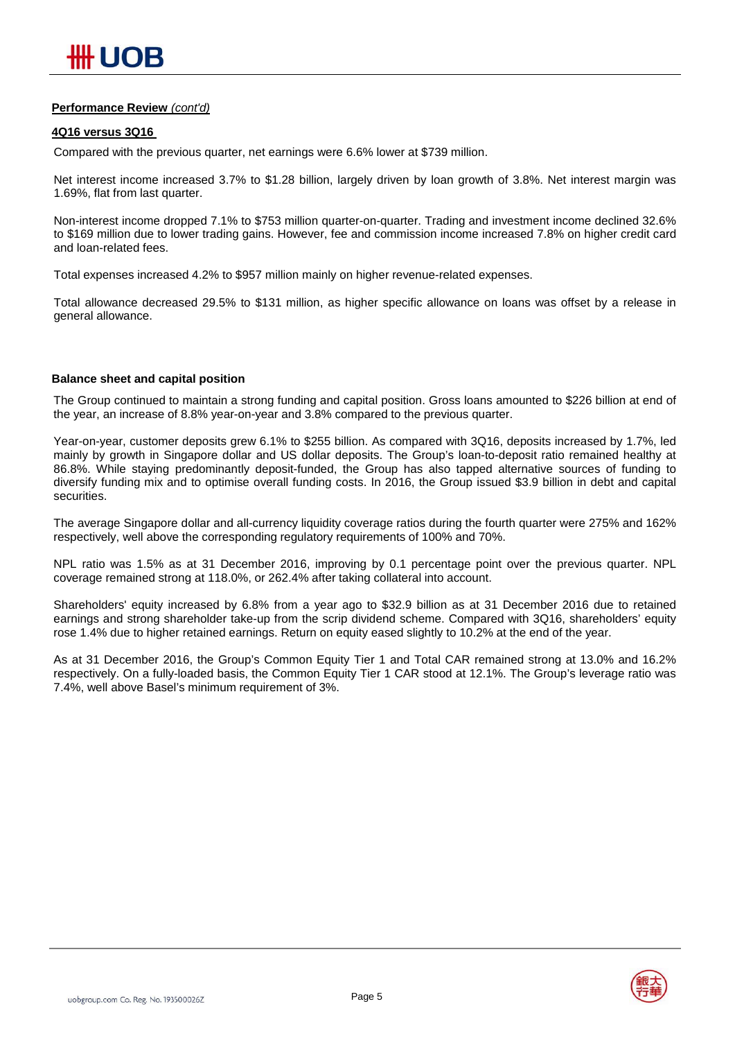**Performance Review** *(cont'd)*

**4Q16 versus 3Q16**

Compared with the previous quarter, net earnings were 6.6% lower at $739 million.

Net interest income increased 3.7% to $1.28 billion, largely driven by loan growth of 3.8%. Net interest margin was 1.69%, flat from last quarter.

Non-interest income dropped 7.1% to $753 million quarter-on-quarter. Trading and investment income declined 32.6% to $169 million due to lower trading gains. However, fee and commission income increased 7.8% on higher credit card and loan-related fees.

Total expenses increased 4.2% to $957 million mainly on higher revenue-related expenses.

Total allowance decreased 29.5% to $131 million, as higher specific allowance on loans was offset by a release in general allowance.

**Balance sheet and capital position**

The Group continued to maintain a strong funding and capital position. Gross loans amounted to $226 billion at end of the year, an increase of 8.8% year-on-year and 3.8% compared to the previous quarter.

Year-on-year, customer deposits grew 6.1% to $255 billion. As compared with 3Q16, deposits increased by 1.7%, led mainly by growth in Singapore dollar and US dollar deposits. The Group's loan-to-deposit ratio remained healthy at 86.8%. While staying predominantly deposit-funded, the Group has also tapped alternative sources of funding to diversify funding mix and to optimise overall funding costs. In 2016, the Group issued $3.9 billion in debt and capital securities.

The average Singapore dollar and all-currency liquidity coverage ratios during the fourth quarter were 275% and 162% respectively, well above the corresponding regulatory requirements of 100% and 70%.

NPL ratio was 1.5% as at 31 December 2016, improving by 0.1 percentage point over the previous quarter. NPL coverage remained strong at 118.0%, or 262.4% after taking collateral into account.

Shareholders' equity increased by 6.8% from a year ago to $32.9 billion as at 31 December 2016 due to retained earnings and strong shareholder take-up from the scrip dividend scheme. Compared with 3Q16, shareholders' equity rose 1.4% due to higher retained earnings. Return on equity eased slightly to 10.2% at the end of the year.

As at 31 December 2016, the Group's Common Equity Tier 1 and Total CAR remained strong at 13.0% and 16.2% respectively. On a fully-loaded basis, the Common Equity Tier 1 CAR stood at 12.1%. The Group's leverage ratio was 7.4%, well above Basel's minimum requirement of 3%.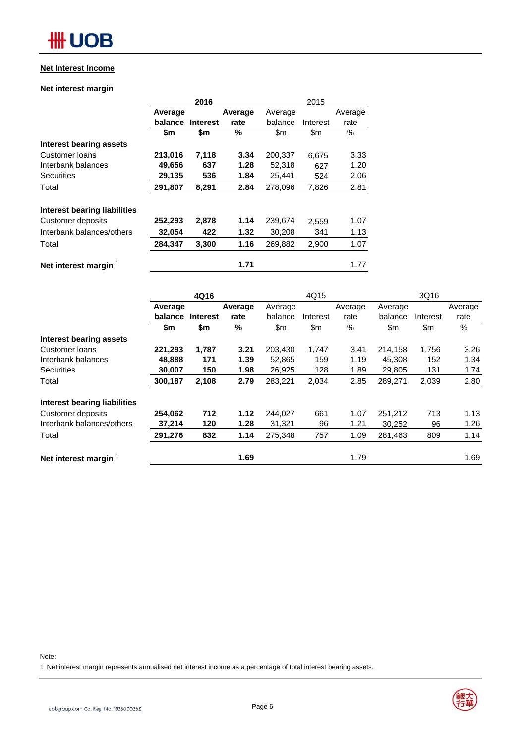## Net Interest Income

### Net interest margin

| | 2016 | | | 2015 | | |
|---|---|---|---|---|---|---|
| | **Average balance** | **Interest** | **Average rate** | Average balance | Interest | Average rate |
| | **$m** | **$m** | **%** | $m | $m | % |
| **Interest bearing assets** | | | | | | |
| Customer loans | **213,016** | **7,118** | **3.34** | 200,337 | 6,675 | 3.33 |
| Interbank balances | **49,656** | **637** | **1.28** | 52,318 | 627 | 1.20 |
| Securities | **29,135** | **536** | **1.84** | 25,441 | 524 | 2.06 |
| Total | **291,807** | **8,291** | **2.84** | 278,096 | 7,826 | 2.81 |
| | | | | | | |
| **Interest bearing liabilities** | | | | | | |
| Customer deposits | **252,293** | **2,878** | **1.14** | 239,674 | 2,559 | 1.07 |
| Interbank balances/others | **32,054** | **422** | **1.32** | 30,208 | 341 | 1.13 |
| Total | **284,347** | **3,300** | **1.16** | 269,882 | 2,900 | 1.07 |
| | | | | | | |
| **Net interest margin** [1] | | | **1.71** | | | 1.77 |

| | 4Q16 | | | 4Q15 | | | 3Q16 | | |
|---|---|---|---|---|---|---|---|---|---|
| | **Average balance** | **Interest** | **Average rate** | Average balance | Interest | Average rate | Average balance | Interest | Average rate |
| | **$m** | **$m** | **%** | $m | $m | % | $m | $m | % |
| **Interest bearing assets** | | | | | | | | | |
| Customer loans | **221,293** | **1,787** | **3.21** | 203,430 | 1,747 | 3.41 | 214,158 | 1,756 | 3.26 |
| Interbank balances | **48,888** | **171** | **1.39** | 52,865 | 159 | 1.19 | 45,308 | 152 | 1.34 |
| Securities | **30,007** | **150** | **1.98** | 26,925 | 128 | 1.89 | 29,805 | 131 | 1.74 |
| Total | **300,187** | **2,108** | **2.79** | 283,221 | 2,034 | 2.85 | 289,271 | 2,039 | 2.80 |
| | | | | | | | | | |
| **Interest bearing liabilities** | | | | | | | | | |
| Customer deposits | **254,062** | **712** | **1.12** | 244,027 | 661 | 1.07 | 251,212 | 713 | 1.13 |
| Interbank balances/others | **37,214** | **120** | **1.28** | 31,321 | 96 | 1.21 | 30,252 | 96 | 1.26 |
| Total | **291,276** | **832** | **1.14** | 275,348 | 757 | 1.09 | 281,463 | 809 | 1.14 |
| | | | | | | | | | |
| **Net interest margin** [1] | | | **1.69** | | | 1.79 | | | 1.69 |

Note:

1 Net interest margin represents annualised net interest income as a percentage of total interest bearing assets.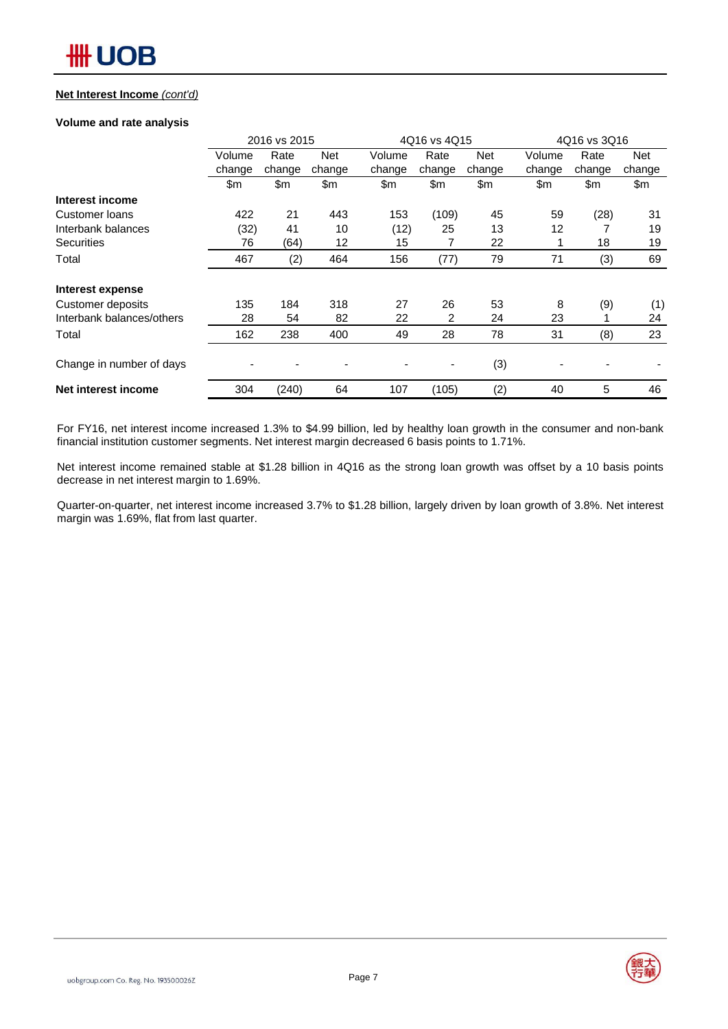**Net Interest Income** *(cont'd)*

**Volume and rate analysis**

| | 2016 vs 2015 | | | 4Q16 vs 4Q15 | | | 4Q16 vs 3Q16 | | |
|---|---|---|---|---|---|---|---|---|---|
| | Volume change | Rate change | Net change | Volume change | Rate change | Net change | Volume change | Rate change | Net change |
| | $m | $m | $m | $m | $m | $m | $m | $m | $m |
| **Interest income** | | | | | | | | | |
| Customer loans | 422 | 21 | 443 | 153 | (109) | 45 | 59 | (28) | 31 |
| Interbank balances | (32) | 41 | 10 | (12) | 25 | 13 | 12 | 7 | 19 |
| Securities | 76 | (64) | 12 | 15 | 7 | 22 | 1 | 18 | 19 |
| Total | 467 | (2) | 464 | 156 | (77) | 79 | 71 | (3) | 69 |
| **Interest expense** | | | | | | | | | |
| Customer deposits | 135 | 184 | 318 | 27 | 26 | 53 | 8 | (9) | (1) |
| Interbank balances/others | 28 | 54 | 82 | 22 | 2 | 24 | 23 | 1 | 24 |
| Total | 162 | 238 | 400 | 49 | 28 | 78 | 31 | (8) | 23 |
| Change in number of days | - | - | - | - | - | (3) | - | - | - |
| **Net interest income** | 304 | (240) | 64 | 107 | (105) | (2) | 40 | 5 | 46 |

For FY16, net interest income increased 1.3% to $4.99 billion, led by healthy loan growth in the consumer and non-bank financial institution customer segments. Net interest margin decreased 6 basis points to 1.71%.

Net interest income remained stable at $1.28 billion in 4Q16 as the strong loan growth was offset by a 10 basis points decrease in net interest margin to 1.69%.

Quarter-on-quarter, net interest income increased 3.7% to $1.28 billion, largely driven by loan growth of 3.8%. Net interest margin was 1.69%, flat from last quarter.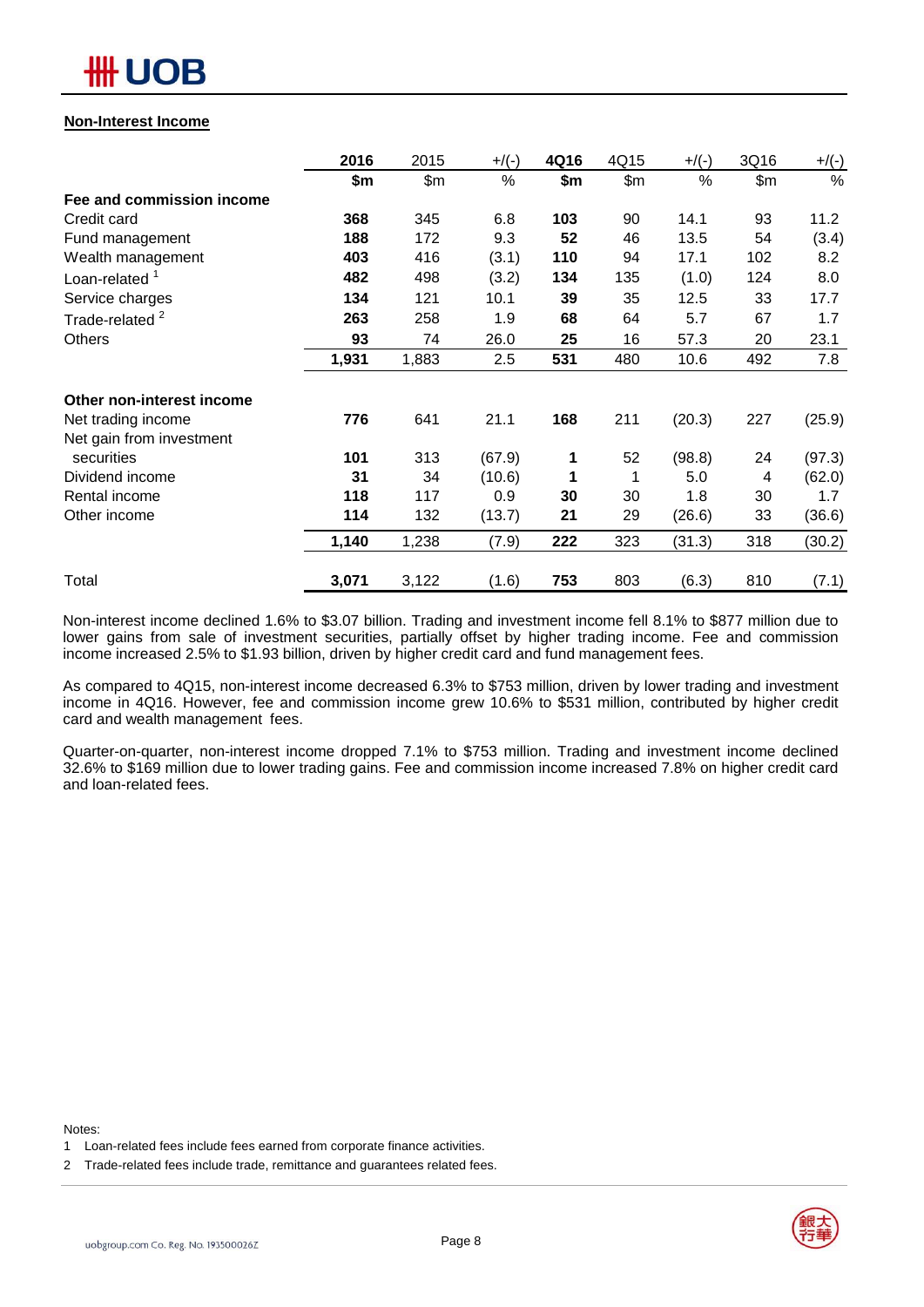## Non-Interest Income

| | 2016 | 2015 | +/(-) | 4Q16 | 4Q15 | +/(-) | 3Q16 | +/(-) |
|---|---|---|---|---|---|---|---|---|
| | **$m** | $m | % | **$m** | $m | % | $m | % |
| **Fee and commission income** | | | | | | | | |
| Credit card | **368** | 345 | 6.8 | **103** | 90 | 14.1 | 93 | 11.2 |
| Fund management | **188** | 172 | 9.3 | **52** | 46 | 13.5 | 54 | (3.4) |
| Wealth management | **403** | 416 | (3.1) | **110** | 94 | 17.1 | 102 | 8.2 |
| Loan-related [1] | **482** | 498 | (3.2) | **134** | 135 | (1.0) | 124 | 8.0 |
| Service charges | **134** | 121 | 10.1 | **39** | 35 | 12.5 | 33 | 17.7 |
| Trade-related [2] | **263** | 258 | 1.9 | **68** | 64 | 5.7 | 67 | 1.7 |
| Others | **93** | 74 | 26.0 | **25** | 16 | 57.3 | 20 | 23.1 |
| | **1,931** | 1,883 | 2.5 | **531** | 480 | 10.6 | 492 | 7.8 |
| **Other non-interest income** | | | | | | | | |
| Net trading income | **776** | 641 | 21.1 | **168** | 211 | (20.3) | 227 | (25.9) |
| Net gain from investment securities | **101** | 313 | (67.9) | **1** | 52 | (98.8) | 24 | (97.3) |
| Dividend income | **31** | 34 | (10.6) | **1** | 1 | 5.0 | 4 | (62.0) |
| Rental income | **118** | 117 | 0.9 | **30** | 30 | 1.8 | 30 | 1.7 |
| Other income | **114** | 132 | (13.7) | **21** | 29 | (26.6) | 33 | (36.6) |
| | **1,140** | 1,238 | (7.9) | **222** | 323 | (31.3) | 318 | (30.2) |
| Total | **3,071** | 3,122 | (1.6) | **753** | 803 | (6.3) | 810 | (7.1) |

Non-interest income declined 1.6% to $3.07 billion. Trading and investment income fell 8.1% to $877 million due to lower gains from sale of investment securities, partially offset by higher trading income. Fee and commission income increased 2.5% to $1.93 billion, driven by higher credit card and fund management fees.

As compared to 4Q15, non-interest income decreased 6.3% to $753 million, driven by lower trading and investment income in 4Q16. However, fee and commission income grew 10.6% to $531 million, contributed by higher credit card and wealth management fees.

Quarter-on-quarter, non-interest income dropped 7.1% to $753 million. Trading and investment income declined 32.6% to $169 million due to lower trading gains. Fee and commission income increased 7.8% on higher credit card and loan-related fees.

Notes:

1 Loan-related fees include fees earned from corporate finance activities.

2 Trade-related fees include trade, remittance and guarantees related fees.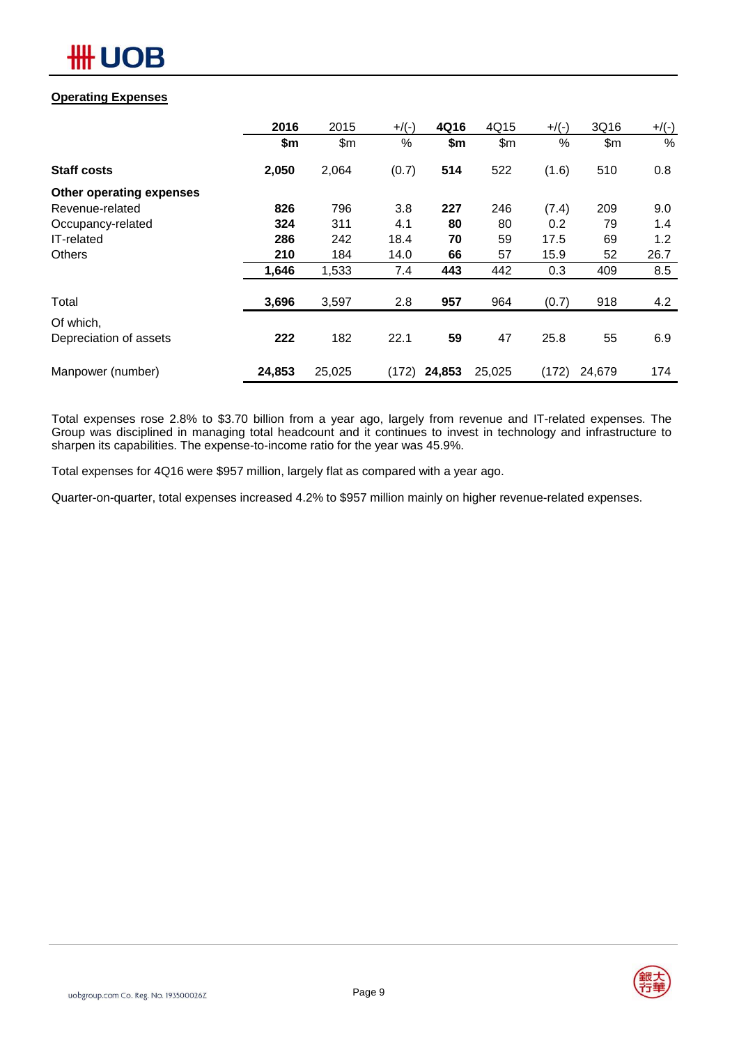**Operating Expenses**

| | 2016 | 2015 | +/(-) | 4Q16 | 4Q15 | +/(-) | 3Q16 | +/(-) |
|---|---|---|---|---|---|---|---|---|
| | $m | $m | % | $m | $m | % | $m | % |
| **Staff costs** | **2,050** | 2,064 | (0.7) | **514** | 522 | (1.6) | 510 | 0.8 |
| **Other operating expenses** | | | | | | | | |
| Revenue-related | **826** | 796 | 3.8 | **227** | 246 | (7.4) | 209 | 9.0 |
| Occupancy-related | **324** | 311 | 4.1 | **80** | 80 | 0.2 | 79 | 1.4 |
| IT-related | **286** | 242 | 18.4 | **70** | 59 | 17.5 | 69 | 1.2 |
| Others | **210** | 184 | 14.0 | **66** | 57 | 15.9 | 52 | 26.7 |
| | **1,646** | 1,533 | 7.4 | **443** | 442 | 0.3 | 409 | 8.5 |
| Total | **3,696** | 3,597 | 2.8 | **957** | 964 | (0.7) | 918 | 4.2 |
| Of which, Depreciation of assets | **222** | 182 | 22.1 | **59** | 47 | 25.8 | 55 | 6.9 |
| Manpower (number) | **24,853** | 25,025 | (172) | **24,853** | 25,025 | (172) | 24,679 | 174 |

Total expenses rose 2.8% to $3.70 billion from a year ago, largely from revenue and IT-related expenses. The Group was disciplined in managing total headcount and it continues to invest in technology and infrastructure to sharpen its capabilities. The expense-to-income ratio for the year was 45.9%.

Total expenses for 4Q16 were $957 million, largely flat as compared with a year ago.

Quarter-on-quarter, total expenses increased 4.2% to $957 million mainly on higher revenue-related expenses.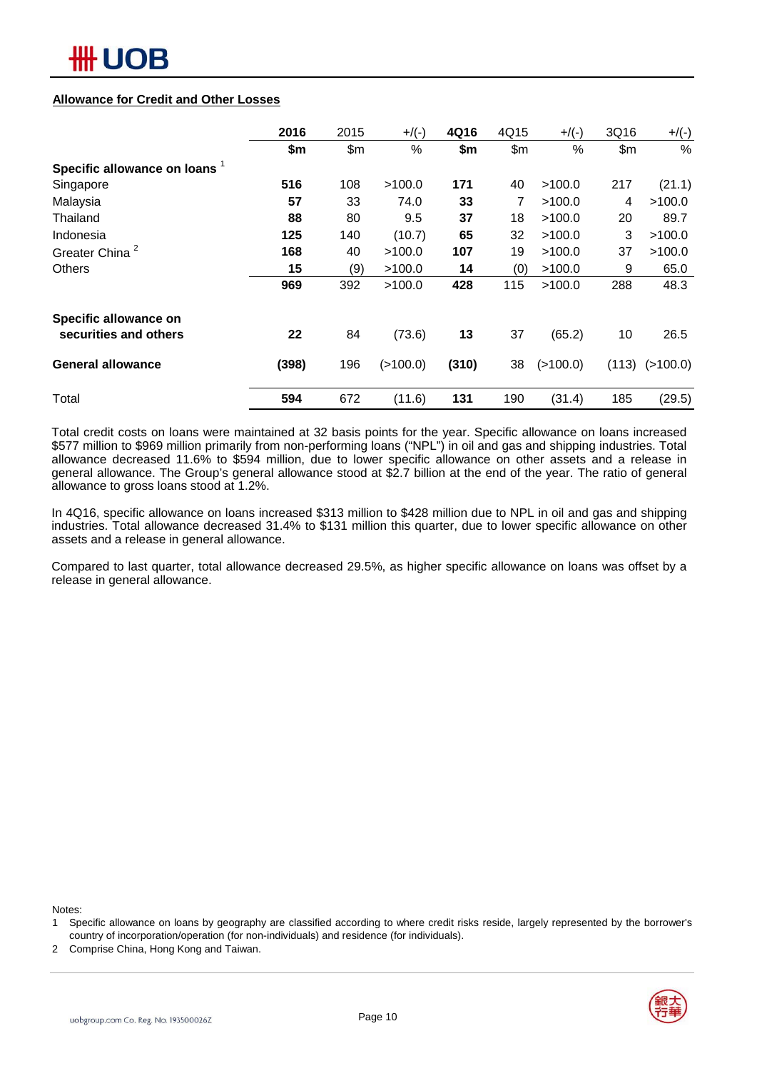## Allowance for Credit and Other Losses

| | 2016 | 2015 | +/(-) | 4Q16 | 4Q15 | +/(-) | 3Q16 | +/(-) |
|---|---|---|---|---|---|---|---|---|
| | **$m** | $m | % | **$m** | $m | % | $m | % |
| **Specific allowance on loans** [1] | | | | | | | | |
| Singapore | **516** | 108 | >100.0 | **171** | 40 | >100.0 | 217 | (21.1) |
| Malaysia | **57** | 33 | 74.0 | **33** | 7 | >100.0 | 4 | >100.0 |
| Thailand | **88** | 80 | 9.5 | **37** | 18 | >100.0 | 20 | 89.7 |
| Indonesia | **125** | 140 | (10.7) | **65** | 32 | >100.0 | 3 | >100.0 |
| Greater China [2] | **168** | 40 | >100.0 | **107** | 19 | >100.0 | 37 | >100.0 |
| Others | **15** | (9) | >100.0 | **14** | (0) | >100.0 | 9 | 65.0 |
| | **969** | 392 | >100.0 | **428** | 115 | >100.0 | 288 | 48.3 |
| **Specific allowance on securities and others** | **22** | 84 | (73.6) | **13** | 37 | (65.2) | 10 | 26.5 |
| **General allowance** | **(398)** | 196 | (>100.0) | **(310)** | 38 | (>100.0) | (113) | (>100.0) |
| Total | **594** | 672 | (11.6) | **131** | 190 | (31.4) | 185 | (29.5) |

Total credit costs on loans were maintained at 32 basis points for the year. Specific allowance on loans increased $577 million to $969 million primarily from non-performing loans ("NPL") in oil and gas and shipping industries. Total allowance decreased 11.6% to $594 million, due to lower specific allowance on other assets and a release in general allowance. The Group's general allowance stood at $2.7 billion at the end of the year. The ratio of general allowance to gross loans stood at 1.2%.

In 4Q16, specific allowance on loans increased $313 million to $428 million due to NPL in oil and gas and shipping industries. Total allowance decreased 31.4% to $131 million this quarter, due to lower specific allowance on other assets and a release in general allowance.

Compared to last quarter, total allowance decreased 29.5%, as higher specific allowance on loans was offset by a release in general allowance.

Notes:

1 Specific allowance on loans by geography are classified according to where credit risks reside, largely represented by the borrower's country of incorporation/operation (for non-individuals) and residence (for individuals).

2 Comprise China, Hong Kong and Taiwan.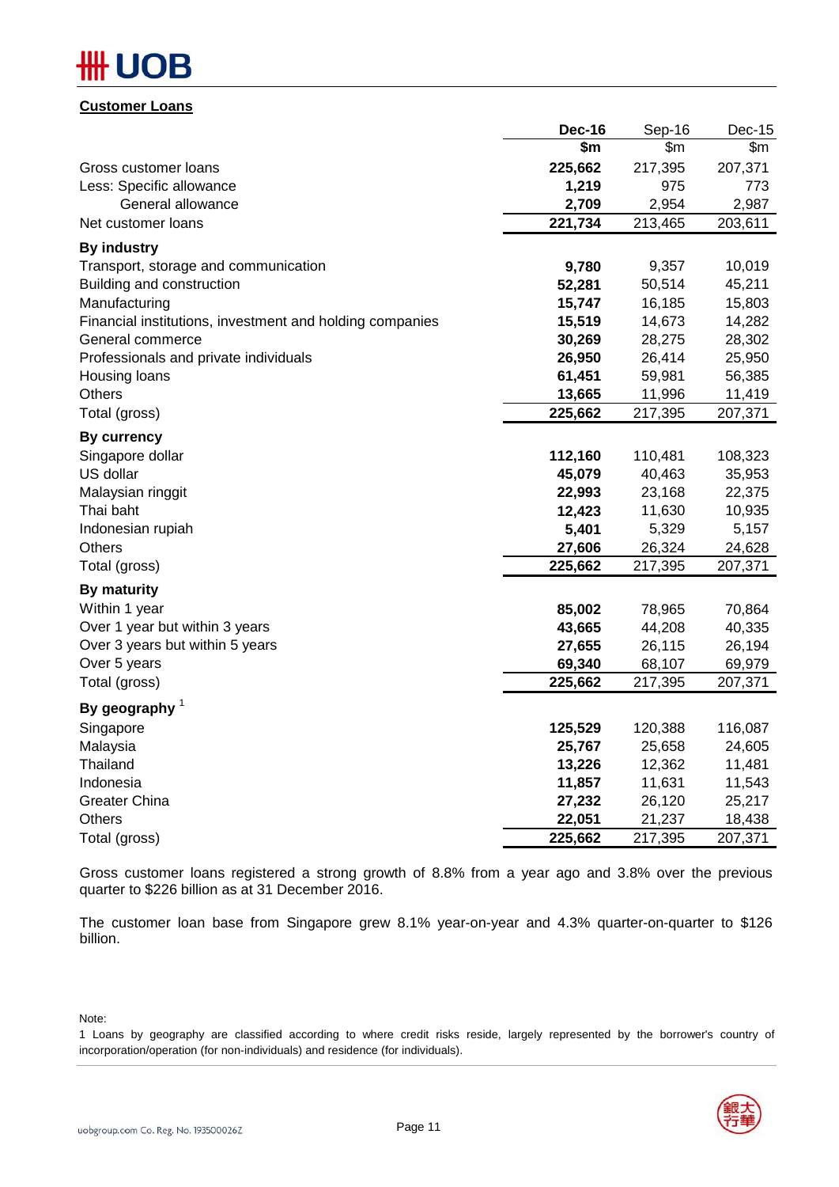## Customer Loans

| | Dec-16 | Sep-16 | Dec-15 |
|---|---|---|---|
| | **$m** | $m | $m |
| Gross customer loans | **225,662** | 217,395 | 207,371 |
| Less: Specific allowance | **1,219** | 975 | 773 |
| General allowance | **2,709** | 2,954 | 2,987 |
| Net customer loans | **221,734** | 213,465 | 203,611 |
| **By industry** | | | |
| Transport, storage and communication | **9,780** | 9,357 | 10,019 |
| Building and construction | **52,281** | 50,514 | 45,211 |
| Manufacturing | **15,747** | 16,185 | 15,803 |
| Financial institutions, investment and holding companies | **15,519** | 14,673 | 14,282 |
| General commerce | **30,269** | 28,275 | 28,302 |
| Professionals and private individuals | **26,950** | 26,414 | 25,950 |
| Housing loans | **61,451** | 59,981 | 56,385 |
| Others | **13,665** | 11,996 | 11,419 |
| Total (gross) | **225,662** | 217,395 | 207,371 |
| **By currency** | | | |
| Singapore dollar | **112,160** | 110,481 | 108,323 |
| US dollar | **45,079** | 40,463 | 35,953 |
| Malaysian ringgit | **22,993** | 23,168 | 22,375 |
| Thai baht | **12,423** | 11,630 | 10,935 |
| Indonesian rupiah | **5,401** | 5,329 | 5,157 |
| Others | **27,606** | 26,324 | 24,628 |
| Total (gross) | **225,662** | 217,395 | 207,371 |
| **By maturity** | | | |
| Within 1 year | **85,002** | 78,965 | 70,864 |
| Over 1 year but within 3 years | **43,665** | 44,208 | 40,335 |
| Over 3 years but within 5 years | **27,655** | 26,115 | 26,194 |
| Over 5 years | **69,340** | 68,107 | 69,979 |
| Total (gross) | **225,662** | 217,395 | 207,371 |
| **By geography** [1] | | | |
| Singapore | **125,529** | 120,388 | 116,087 |
| Malaysia | **25,767** | 25,658 | 24,605 |
| Thailand | **13,226** | 12,362 | 11,481 |
| Indonesia | **11,857** | 11,631 | 11,543 |
| Greater China | **27,232** | 26,120 | 25,217 |
| Others | **22,051** | 21,237 | 18,438 |
| Total (gross) | **225,662** | 217,395 | 207,371 |

Gross customer loans registered a strong growth of 8.8% from a year ago and 3.8% over the previous quarter to $226 billion as at 31 December 2016.

The customer loan base from Singapore grew 8.1% year-on-year and 4.3% quarter-on-quarter to $126 billion.

Note:

1 Loans by geography are classified according to where credit risks reside, largely represented by the borrower's country of incorporation/operation (for non-individuals) and residence (for individuals).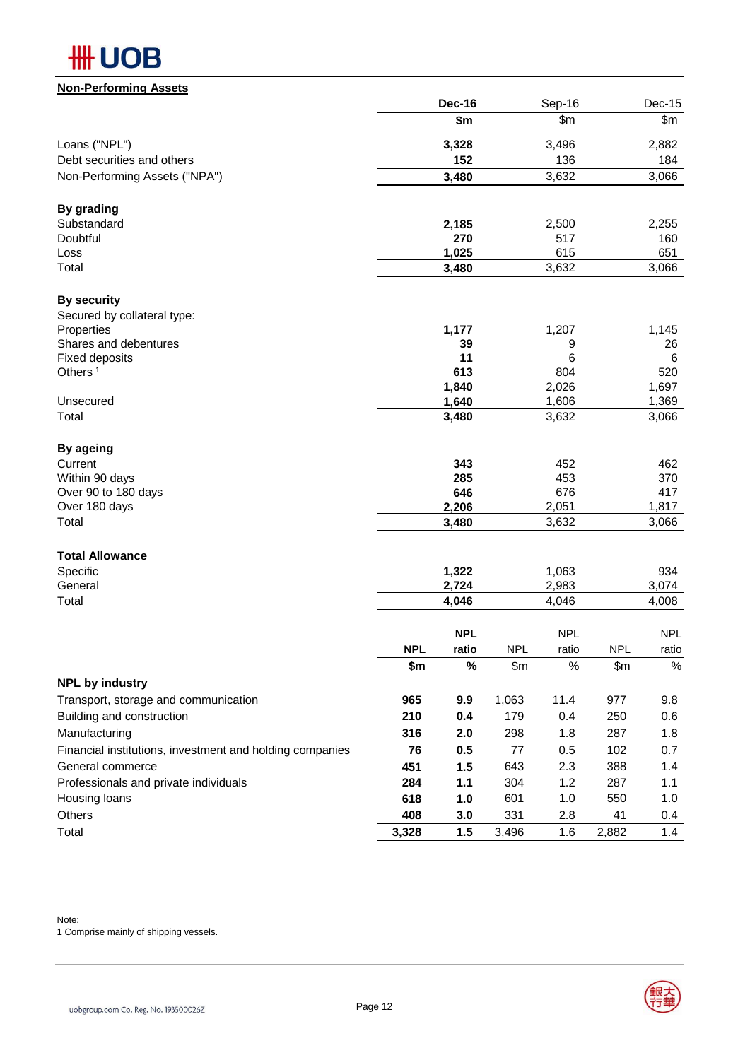## Non-Performing Assets

| | Dec-16 | Sep-16 | Dec-15 |
|---|---|---|---|
| | $m | $m | $m |
| Loans ("NPL") | **3,328** | 3,496 | 2,882 |
| Debt securities and others | **152** | 136 | 184 |
| Non-Performing Assets ("NPA") | **3,480** | 3,632 | 3,066 |
| **By grading** | | | |
| Substandard | **2,185** | 2,500 | 2,255 |
| Doubtful | **270** | 517 | 160 |
| Loss | **1,025** | 615 | 651 |
| Total | **3,480** | 3,632 | 3,066 |
| **By security** | | | |
| Secured by collateral type: | | | |
| Properties | **1,177** | 1,207 | 1,145 |
| Shares and debentures | **39** | 9 | 26 |
| Fixed deposits | **11** | 6 | 6 |
| Others [1] | **613** | 804 | 520 |
| | **1,840** | 2,026 | 1,697 |
| Unsecured | **1,640** | 1,606 | 1,369 |
| Total | **3,480** | 3,632 | 3,066 |
| **By ageing** | | | |
| Current | **343** | 452 | 462 |
| Within 90 days | **285** | 453 | 370 |
| Over 90 to 180 days | **646** | 676 | 417 |
| Over 180 days | **2,206** | 2,051 | 1,817 |
| Total | **3,480** | 3,632 | 3,066 |
| **Total Allowance** | | | |
| Specific | **1,322** | 1,063 | 934 |
| General | **2,724** | 2,983 | 3,074 |
| Total | **4,046** | 4,046 | 4,008 |

| | Dec-16 | | Sep-16 | | Dec-15 | |
|---|---|---|---|---|---|---|
| | **NPL** | **NPL ratio** | NPL | NPL ratio | NPL | NPL ratio |
| | **$m** | **%** | $m | % | $m | % |
| **NPL by industry** | | | | | | |
| Transport, storage and communication | **965** | **9.9** | 1,063 | 11.4 | 977 | 9.8 |
| Building and construction | **210** | **0.4** | 179 | 0.4 | 250 | 0.6 |
| Manufacturing | **316** | **2.0** | 298 | 1.8 | 287 | 1.8 |
| Financial institutions, investment and holding companies | **76** | **0.5** | 77 | 0.5 | 102 | 0.7 |
| General commerce | **451** | **1.5** | 643 | 2.3 | 388 | 1.4 |
| Professionals and private individuals | **284** | **1.1** | 304 | 1.2 | 287 | 1.1 |
| Housing loans | **618** | **1.0** | 601 | 1.0 | 550 | 1.0 |
| Others | **408** | **3.0** | 331 | 2.8 | 41 | 0.4 |
| Total | **3,328** | **1.5** | 3,496 | 1.6 | 2,882 | 1.4 |

Note:
1 Comprise mainly of shipping vessels.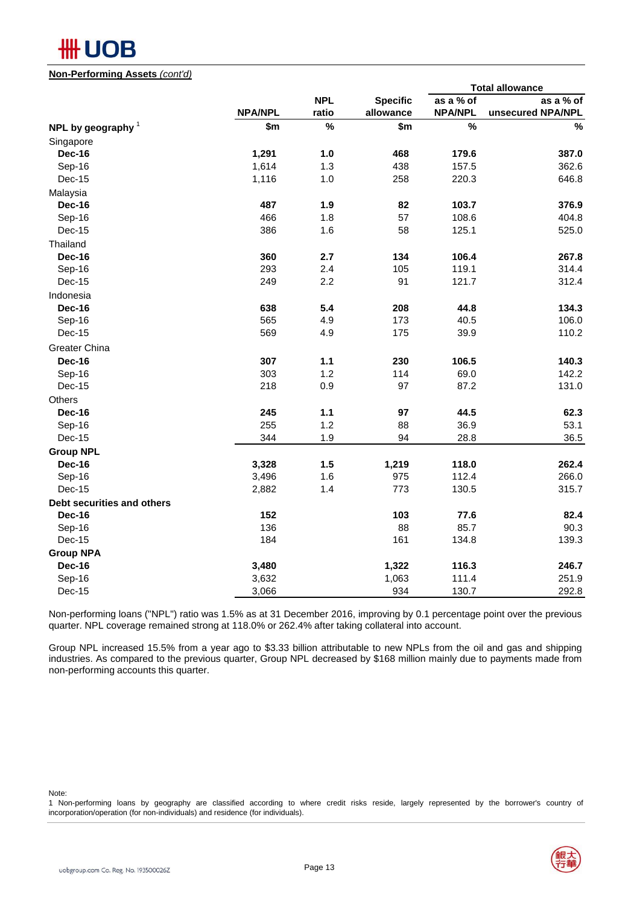**Non-Performing Assets** *(cont'd)*

| | NPA/NPL | NPL ratio | Specific allowance | Total allowance as a % of NPA/NPL | Total allowance as a % of unsecured NPA/NPL |
|---|---|---|---|---|---|
| **NPL by geography** [1] | **$m** | **%** | **$m** | **%** | **%** |
| Singapore | | | | | |
| **Dec-16** | **1,291** | **1.0** | **468** | **179.6** | **387.0** |
| Sep-16 | 1,614 | 1.3 | 438 | 157.5 | 362.6 |
| Dec-15 | 1,116 | 1.0 | 258 | 220.3 | 646.8 |
| Malaysia | | | | | |
| **Dec-16** | **487** | **1.9** | **82** | **103.7** | **376.9** |
| Sep-16 | 466 | 1.8 | 57 | 108.6 | 404.8 |
| Dec-15 | 386 | 1.6 | 58 | 125.1 | 525.0 |
| Thailand | | | | | |
| **Dec-16** | **360** | **2.7** | **134** | **106.4** | **267.8** |
| Sep-16 | 293 | 2.4 | 105 | 119.1 | 314.4 |
| Dec-15 | 249 | 2.2 | 91 | 121.7 | 312.4 |
| Indonesia | | | | | |
| **Dec-16** | **638** | **5.4** | **208** | **44.8** | **134.3** |
| Sep-16 | 565 | 4.9 | 173 | 40.5 | 106.0 |
| Dec-15 | 569 | 4.9 | 175 | 39.9 | 110.2 |
| Greater China | | | | | |
| **Dec-16** | **307** | **1.1** | **230** | **106.5** | **140.3** |
| Sep-16 | 303 | 1.2 | 114 | 69.0 | 142.2 |
| Dec-15 | 218 | 0.9 | 97 | 87.2 | 131.0 |
| Others | | | | | |
| **Dec-16** | **245** | **1.1** | **97** | **44.5** | **62.3** |
| Sep-16 | 255 | 1.2 | 88 | 36.9 | 53.1 |
| Dec-15 | 344 | 1.9 | 94 | 28.8 | 36.5 |
| **Group NPL** | | | | | |
| **Dec-16** | **3,328** | **1.5** | **1,219** | **118.0** | **262.4** |
| Sep-16 | 3,496 | 1.6 | 975 | 112.4 | 266.0 |
| Dec-15 | 2,882 | 1.4 | 773 | 130.5 | 315.7 |
| **Debt securities and others** | | | | | |
| **Dec-16** | **152** | | **103** | **77.6** | **82.4** |
| Sep-16 | 136 | | 88 | 85.7 | 90.3 |
| Dec-15 | 184 | | 161 | 134.8 | 139.3 |
| **Group NPA** | | | | | |
| **Dec-16** | **3,480** | | **1,322** | **116.3** | **246.7** |
| Sep-16 | 3,632 | | 1,063 | 111.4 | 251.9 |
| Dec-15 | 3,066 | | 934 | 130.7 | 292.8 |

Non-performing loans ("NPL") ratio was 1.5% as at 31 December 2016, improving by 0.1 percentage point over the previous quarter. NPL coverage remained strong at 118.0% or 262.4% after taking collateral into account.

Group NPL increased 15.5% from a year ago to $3.33 billion attributable to new NPLs from the oil and gas and shipping industries. As compared to the previous quarter, Group NPL decreased by $168 million mainly due to payments made from non-performing accounts this quarter.

Note:
1 Non-performing loans by geography are classified according to where credit risks reside, largely represented by the borrower's country of incorporation/operation (for non-individuals) and residence (for individuals).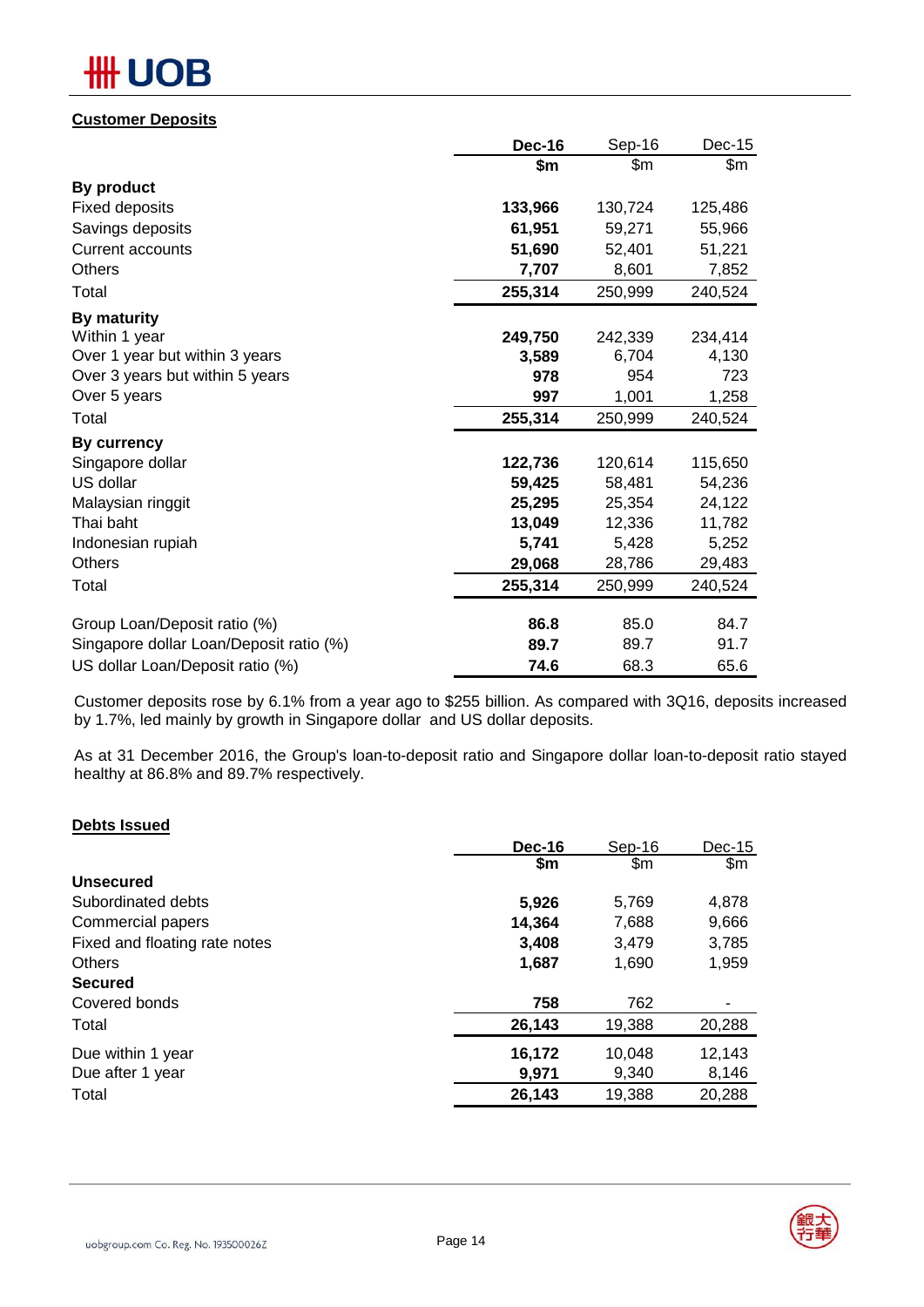## Customer Deposits

| | Dec-16 | Sep-16 | Dec-15 |
|---|---|---|---|
| | $m | $m | $m |
| **By product** | | | |
| Fixed deposits | **133,966** | 130,724 | 125,486 |
| Savings deposits | **61,951** | 59,271 | 55,966 |
| Current accounts | **51,690** | 52,401 | 51,221 |
| Others | **7,707** | 8,601 | 7,852 |
| Total | **255,314** | 250,999 | 240,524 |
| **By maturity** | | | |
| Within 1 year | **249,750** | 242,339 | 234,414 |
| Over 1 year but within 3 years | **3,589** | 6,704 | 4,130 |
| Over 3 years but within 5 years | **978** | 954 | 723 |
| Over 5 years | **997** | 1,001 | 1,258 |
| Total | **255,314** | 250,999 | 240,524 |
| **By currency** | | | |
| Singapore dollar | **122,736** | 120,614 | 115,650 |
| US dollar | **59,425** | 58,481 | 54,236 |
| Malaysian ringgit | **25,295** | 25,354 | 24,122 |
| Thai baht | **13,049** | 12,336 | 11,782 |
| Indonesian rupiah | **5,741** | 5,428 | 5,252 |
| Others | **29,068** | 28,786 | 29,483 |
| Total | **255,314** | 250,999 | 240,524 |
| Group Loan/Deposit ratio (%) | **86.8** | 85.0 | 84.7 |
| Singapore dollar Loan/Deposit ratio (%) | **89.7** | 89.7 | 91.7 |
| US dollar Loan/Deposit ratio (%) | **74.6** | 68.3 | 65.6 |

Customer deposits rose by 6.1% from a year ago to $255 billion. As compared with 3Q16, deposits increased by 1.7%, led mainly by growth in Singapore dollar and US dollar deposits.

As at 31 December 2016, the Group's loan-to-deposit ratio and Singapore dollar loan-to-deposit ratio stayed healthy at 86.8% and 89.7% respectively.

## Debts Issued

| | Dec-16 | Sep-16 | Dec-15 |
|---|---|---|---|
| | $m | $m | $m |
| **Unsecured** | | | |
| Subordinated debts | **5,926** | 5,769 | 4,878 |
| Commercial papers | **14,364** | 7,688 | 9,666 |
| Fixed and floating rate notes | **3,408** | 3,479 | 3,785 |
| Others | **1,687** | 1,690 | 1,959 |
| **Secured** | | | |
| Covered bonds | **758** | 762 | - |
| Total | **26,143** | 19,388 | 20,288 |
| Due within 1 year | **16,172** | 10,048 | 12,143 |
| Due after 1 year | **9,971** | 9,340 | 8,146 |
| Total | **26,143** | 19,388 | 20,288 |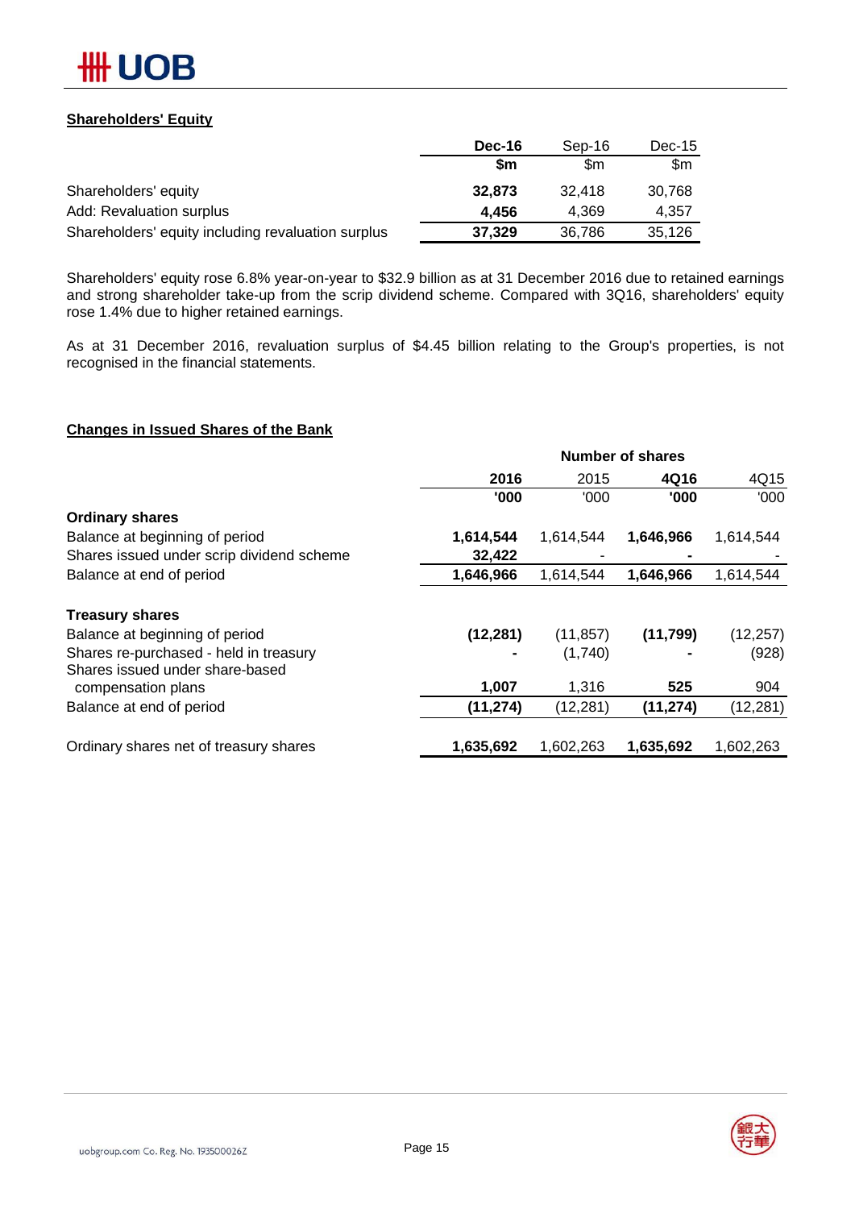## Shareholders' Equity

| | Dec-16 | Sep-16 | Dec-15 |
|---|---|---|---|
| | $m | $m | $m |
| Shareholders' equity | **32,873** | 32,418 | 30,768 |
| Add: Revaluation surplus | **4,456** | 4,369 | 4,357 |
| Shareholders' equity including revaluation surplus | **37,329** | 36,786 | 35,126 |

Shareholders' equity rose 6.8% year-on-year to $32.9 billion as at 31 December 2016 due to retained earnings and strong shareholder take-up from the scrip dividend scheme. Compared with 3Q16, shareholders' equity rose 1.4% due to higher retained earnings.

As at 31 December 2016, revaluation surplus of $4.45 billion relating to the Group's properties, is not recognised in the financial statements.

## Changes in Issued Shares of the Bank

| | Number of shares | | | |
|---|---|---|---|---|
| | **2016** | 2015 | **4Q16** | 4Q15 |
| | **'000** | '000 | **'000** | '000 |
| **Ordinary shares** | | | | |
| Balance at beginning of period | **1,614,544** | 1,614,544 | **1,646,966** | 1,614,544 |
| Shares issued under scrip dividend scheme | **32,422** | - | **-** | - |
| Balance at end of period | **1,646,966** | 1,614,544 | **1,646,966** | 1,614,544 |
| | | | | |
| **Treasury shares** | | | | |
| Balance at beginning of period | **(12,281)** | (11,857) | **(11,799)** | (12,257) |
| Shares re-purchased - held in treasury | **-** | (1,740) | **-** | (928) |
| Shares issued under share-based compensation plans | **1,007** | 1,316 | **525** | 904 |
| Balance at end of period | **(11,274)** | (12,281) | **(11,274)** | (12,281) |
| | | | | |
| Ordinary shares net of treasury shares | **1,635,692** | 1,602,263 | **1,635,692** | 1,602,263 |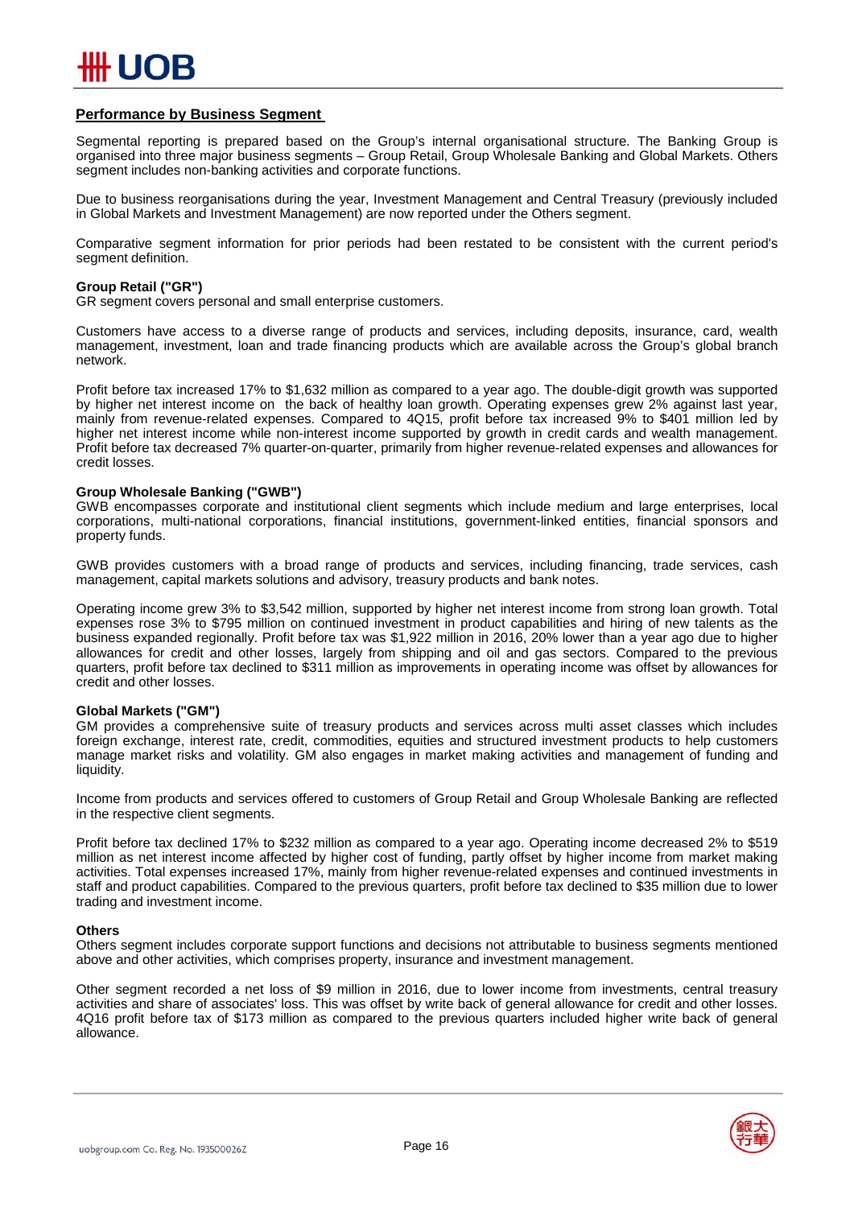## Performance by Business Segment

Segmental reporting is prepared based on the Group's internal organisational structure. The Banking Group is organised into three major business segments – Group Retail, Group Wholesale Banking and Global Markets. Others segment includes non-banking activities and corporate functions.

Due to business reorganisations during the year, Investment Management and Central Treasury (previously included in Global Markets and Investment Management) are now reported under the Others segment.

Comparative segment information for prior periods had been restated to be consistent with the current period's segment definition.

### Group Retail ("GR")

GR segment covers personal and small enterprise customers.

Customers have access to a diverse range of products and services, including deposits, insurance, card, wealth management, investment, loan and trade financing products which are available across the Group's global branch network.

Profit before tax increased 17% to $1,632 million as compared to a year ago. The double-digit growth was supported by higher net interest income on the back of healthy loan growth. Operating expenses grew 2% against last year, mainly from revenue-related expenses. Compared to 4Q15, profit before tax increased 9% to $401 million led by higher net interest income while non-interest income supported by growth in credit cards and wealth management. Profit before tax decreased 7% quarter-on-quarter, primarily from higher revenue-related expenses and allowances for credit losses.

### Group Wholesale Banking ("GWB")

GWB encompasses corporate and institutional client segments which include medium and large enterprises, local corporations, multi-national corporations, financial institutions, government-linked entities, financial sponsors and property funds.

GWB provides customers with a broad range of products and services, including financing, trade services, cash management, capital markets solutions and advisory, treasury products and bank notes.

Operating income grew 3% to $3,542 million, supported by higher net interest income from strong loan growth. Total expenses rose 3% to $795 million on continued investment in product capabilities and hiring of new talents as the business expanded regionally. Profit before tax was $1,922 million in 2016, 20% lower than a year ago due to higher allowances for credit and other losses, largely from shipping and oil and gas sectors. Compared to the previous quarters, profit before tax declined to $311 million as improvements in operating income was offset by allowances for credit and other losses.

### Global Markets ("GM")

GM provides a comprehensive suite of treasury products and services across multi asset classes which includes foreign exchange, interest rate, credit, commodities, equities and structured investment products to help customers manage market risks and volatility. GM also engages in market making activities and management of funding and liquidity.

Income from products and services offered to customers of Group Retail and Group Wholesale Banking are reflected in the respective client segments.

Profit before tax declined 17% to $232 million as compared to a year ago. Operating income decreased 2% to $519 million as net interest income affected by higher cost of funding, partly offset by higher income from market making activities. Total expenses increased 17%, mainly from higher revenue-related expenses and continued investments in staff and product capabilities. Compared to the previous quarters, profit before tax declined to $35 million due to lower trading and investment income.

### Others

Others segment includes corporate support functions and decisions not attributable to business segments mentioned above and other activities, which comprises property, insurance and investment management.

Other segment recorded a net loss of $9 million in 2016, due to lower income from investments, central treasury activities and share of associates' loss. This was offset by write back of general allowance for credit and other losses. 4Q16 profit before tax of $173 million as compared to the previous quarters included higher write back of general allowance.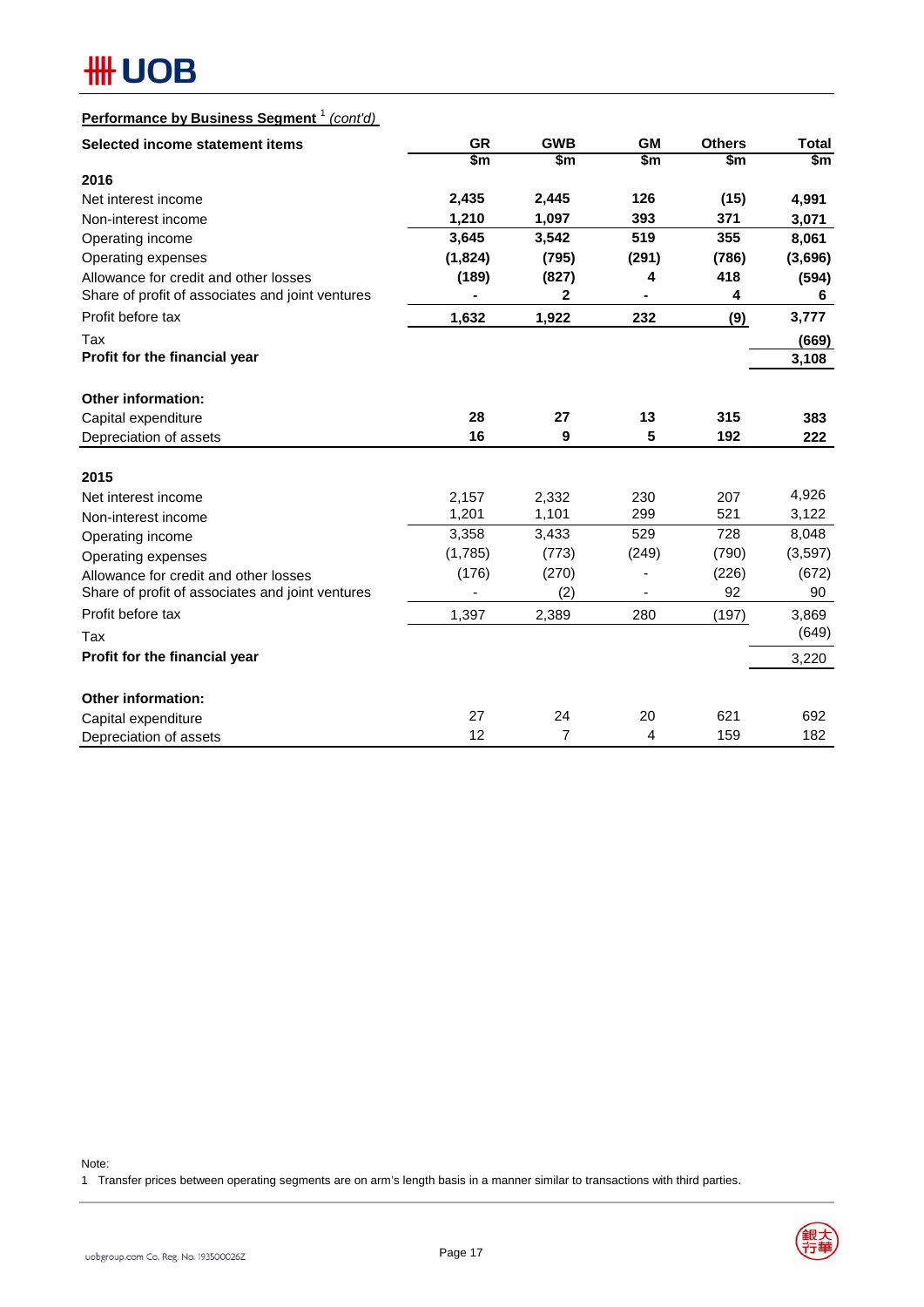**Performance by Business Segment [1] *(cont'd)***

| Selected income statement items | GR | GWB | GM | Others | Total |
|---|---|---|---|---|---|
| | $m | $m | $m | $m | $m |
| **2016** | | | | | |
| Net interest income | **2,435** | **2,445** | **126** | **(15)** | **4,991** |
| Non-interest income | **1,210** | **1,097** | **393** | **371** | **3,071** |
| Operating income | **3,645** | **3,542** | **519** | **355** | **8,061** |
| Operating expenses | **(1,824)** | **(795)** | **(291)** | **(786)** | **(3,696)** |
| Allowance for credit and other losses | **(189)** | **(827)** | **4** | **418** | **(594)** |
| Share of profit of associates and joint ventures | **-** | **2** | **-** | **4** | **6** |
| Profit before tax | **1,632** | **1,922** | **232** | **(9)** | **3,777** |
| Tax | | | | | **(669)** |
| **Profit for the financial year** | | | | | **3,108** |
| | | | | | |
| **Other information:** | | | | | |
| Capital expenditure | **28** | **27** | **13** | **315** | **383** |
| Depreciation of assets | **16** | **9** | **5** | **192** | **222** |
| | | | | | |
| **2015** | | | | | |
| Net interest income | 2,157 | 2,332 | 230 | 207 | 4,926 |
| Non-interest income | 1,201 | 1,101 | 299 | 521 | 3,122 |
| Operating income | 3,358 | 3,433 | 529 | 728 | 8,048 |
| Operating expenses | (1,785) | (773) | (249) | (790) | (3,597) |
| Allowance for credit and other losses | (176) | (270) | - | (226) | (672) |
| Share of profit of associates and joint ventures | - | (2) | - | 92 | 90 |
| Profit before tax | 1,397 | 2,389 | 280 | (197) | 3,869 |
| Tax | | | | | (649) |
| **Profit for the financial year** | | | | | 3,220 |
| | | | | | |
| **Other information:** | | | | | |
| Capital expenditure | 27 | 24 | 20 | 621 | 692 |
| Depreciation of assets | 12 | 7 | 4 | 159 | 182 |

Note:

1 Transfer prices between operating segments are on arm's length basis in a manner similar to transactions with third parties.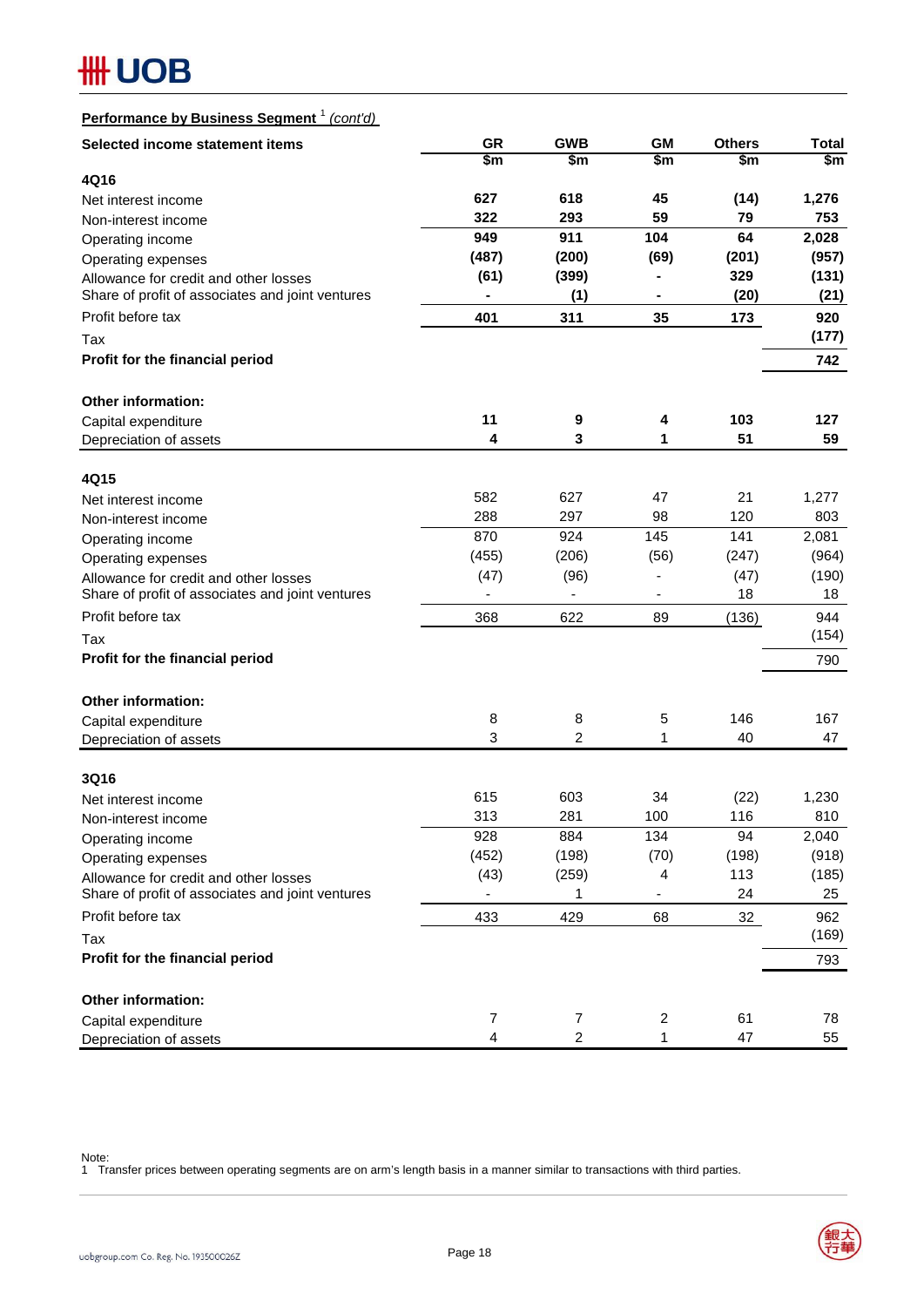**Performance by Business Segment [1] *(cont'd)***

| Selected income statement items | GR | GWB | GM | Others | Total |
|---|---|---|---|---|---|
| | $m | $m | $m | $m | $m |
| **4Q16** | | | | | |
| Net interest income | **627** | **618** | **45** | **(14)** | **1,276** |
| Non-interest income | **322** | **293** | **59** | **79** | **753** |
| Operating income | **949** | **911** | **104** | **64** | **2,028** |
| Operating expenses | **(487)** | **(200)** | **(69)** | **(201)** | **(957)** |
| Allowance for credit and other losses | **(61)** | **(399)** | **-** | **329** | **(131)** |
| Share of profit of associates and joint ventures | **-** | **(1)** | **-** | **(20)** | **(21)** |
| Profit before tax | **401** | **311** | **35** | **173** | **920** |
| Tax | | | | | **(177)** |
| **Profit for the financial period** | | | | | **742** |
| | | | | | |
| **Other information:** | | | | | |
| Capital expenditure | **11** | **9** | **4** | **103** | **127** |
| Depreciation of assets | **4** | **3** | **1** | **51** | **59** |
| | | | | | |
| **4Q15** | | | | | |
| Net interest income | 582 | 627 | 47 | 21 | 1,277 |
| Non-interest income | 288 | 297 | 98 | 120 | 803 |
| Operating income | 870 | 924 | 145 | 141 | 2,081 |
| Operating expenses | (455) | (206) | (56) | (247) | (964) |
| Allowance for credit and other losses | (47) | (96) | - | (47) | (190) |
| Share of profit of associates and joint ventures | - | - | - | 18 | 18 |
| Profit before tax | 368 | 622 | 89 | (136) | 944 |
| Tax | | | | | (154) |
| **Profit for the financial period** | | | | | 790 |
| | | | | | |
| **Other information:** | | | | | |
| Capital expenditure | 8 | 8 | 5 | 146 | 167 |
| Depreciation of assets | 3 | 2 | 1 | 40 | 47 |
| | | | | | |
| **3Q16** | | | | | |
| Net interest income | 615 | 603 | 34 | (22) | 1,230 |
| Non-interest income | 313 | 281 | 100 | 116 | 810 |
| Operating income | 928 | 884 | 134 | 94 | 2,040 |
| Operating expenses | (452) | (198) | (70) | (198) | (918) |
| Allowance for credit and other losses | (43) | (259) | 4 | 113 | (185) |
| Share of profit of associates and joint ventures | - | 1 | - | 24 | 25 |
| Profit before tax | 433 | 429 | 68 | 32 | 962 |
| Tax | | | | | (169) |
| **Profit for the financial period** | | | | | 793 |
| | | | | | |
| **Other information:** | | | | | |
| Capital expenditure | 7 | 7 | 2 | 61 | 78 |
| Depreciation of assets | 4 | 2 | 1 | 47 | 55 |

Note:
1 Transfer prices between operating segments are on arm's length basis in a manner similar to transactions with third parties.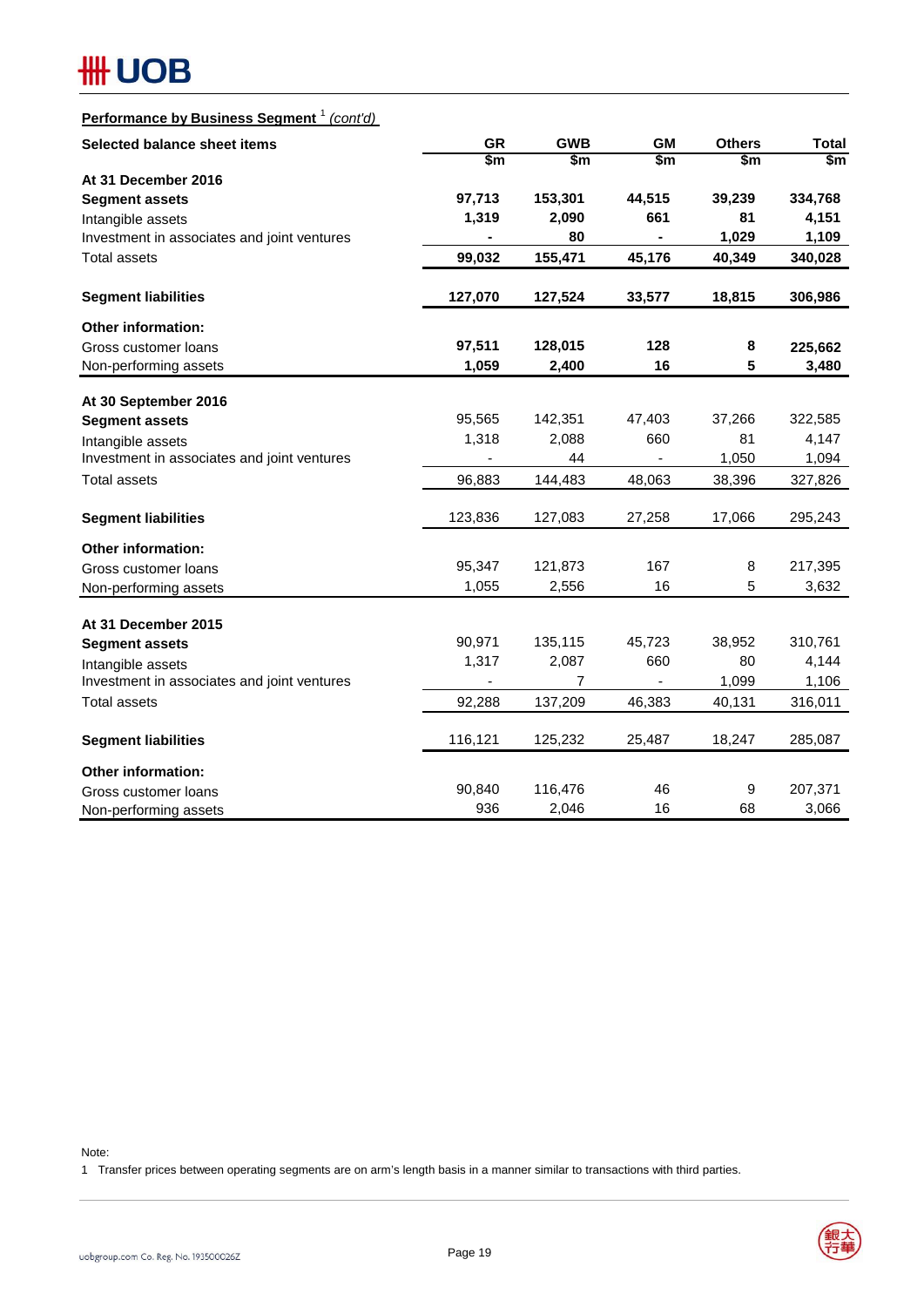**Performance by Business Segment [1] *(cont'd)***

| Selected balance sheet items | GR | GWB | GM | Others | Total |
|---|---|---|---|---|---|
| | $m | $m | $m | $m | $m |
| **At 31 December 2016** | | | | | |
| **Segment assets** | **97,713** | **153,301** | **44,515** | **39,239** | **334,768** |
| Intangible assets | **1,319** | **2,090** | **661** | **81** | **4,151** |
| Investment in associates and joint ventures | **-** | **80** | **-** | **1,029** | **1,109** |
| Total assets | **99,032** | **155,471** | **45,176** | **40,349** | **340,028** |
| **Segment liabilities** | **127,070** | **127,524** | **33,577** | **18,815** | **306,986** |
| **Other information:** | | | | | |
| Gross customer loans | **97,511** | **128,015** | **128** | **8** | **225,662** |
| Non-performing assets | **1,059** | **2,400** | **16** | **5** | **3,480** |
| **At 30 September 2016** | | | | | |
| **Segment assets** | 95,565 | 142,351 | 47,403 | 37,266 | 322,585 |
| Intangible assets | 1,318 | 2,088 | 660 | 81 | 4,147 |
| Investment in associates and joint ventures | - | 44 | - | 1,050 | 1,094 |
| Total assets | 96,883 | 144,483 | 48,063 | 38,396 | 327,826 |
| **Segment liabilities** | 123,836 | 127,083 | 27,258 | 17,066 | 295,243 |
| **Other information:** | | | | | |
| Gross customer loans | 95,347 | 121,873 | 167 | 8 | 217,395 |
| Non-performing assets | 1,055 | 2,556 | 16 | 5 | 3,632 |
| **At 31 December 2015** | | | | | |
| **Segment assets** | 90,971 | 135,115 | 45,723 | 38,952 | 310,761 |
| Intangible assets | 1,317 | 2,087 | 660 | 80 | 4,144 |
| Investment in associates and joint ventures | - | 7 | - | 1,099 | 1,106 |
| Total assets | 92,288 | 137,209 | 46,383 | 40,131 | 316,011 |
| **Segment liabilities** | 116,121 | 125,232 | 25,487 | 18,247 | 285,087 |
| **Other information:** | | | | | |
| Gross customer loans | 90,840 | 116,476 | 46 | 9 | 207,371 |
| Non-performing assets | 936 | 2,046 | 16 | 68 | 3,066 |

Note:

1 Transfer prices between operating segments are on arm's length basis in a manner similar to transactions with third parties.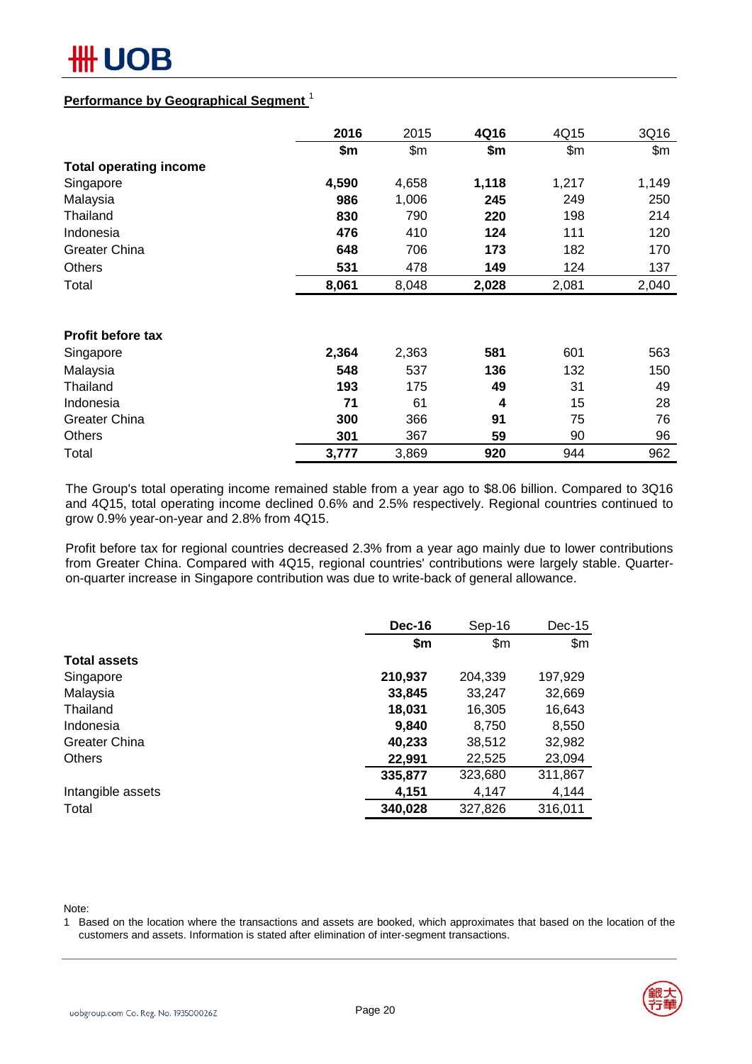## Performance by Geographical Segment [1]

| | 2016 | 2015 | 4Q16 | 4Q15 | 3Q16 |
|---|---|---|---|---|---|
| | **$m** | $m | **$m** | $m | $m |
| **Total operating income** | | | | | |
| Singapore | **4,590** | 4,658 | **1,118** | 1,217 | 1,149 |
| Malaysia | **986** | 1,006 | **245** | 249 | 250 |
| Thailand | **830** | 790 | **220** | 198 | 214 |
| Indonesia | **476** | 410 | **124** | 111 | 120 |
| Greater China | **648** | 706 | **173** | 182 | 170 |
| Others | **531** | 478 | **149** | 124 | 137 |
| Total | **8,061** | 8,048 | **2,028** | 2,081 | 2,040 |
| | | | | | |
| **Profit before tax** | | | | | |
| Singapore | **2,364** | 2,363 | **581** | 601 | 563 |
| Malaysia | **548** | 537 | **136** | 132 | 150 |
| Thailand | **193** | 175 | **49** | 31 | 49 |
| Indonesia | **71** | 61 | **4** | 15 | 28 |
| Greater China | **300** | 366 | **91** | 75 | 76 |
| Others | **301** | 367 | **59** | 90 | 96 |
| Total | **3,777** | 3,869 | **920** | 944 | 962 |

The Group's total operating income remained stable from a year ago to $8.06 billion. Compared to 3Q16 and 4Q15, total operating income declined 0.6% and 2.5% respectively. Regional countries continued to grow 0.9% year-on-year and 2.8% from 4Q15.

Profit before tax for regional countries decreased 2.3% from a year ago mainly due to lower contributions from Greater China. Compared with 4Q15, regional countries' contributions were largely stable. Quarter-on-quarter increase in Singapore contribution was due to write-back of general allowance.

| | Dec-16 | Sep-16 | Dec-15 |
|---|---|---|---|
| | **$m** | $m | $m |
| **Total assets** | | | |
| Singapore | **210,937** | 204,339 | 197,929 |
| Malaysia | **33,845** | 33,247 | 32,669 |
| Thailand | **18,031** | 16,305 | 16,643 |
| Indonesia | **9,840** | 8,750 | 8,550 |
| Greater China | **40,233** | 38,512 | 32,982 |
| Others | **22,991** | 22,525 | 23,094 |
| | **335,877** | 323,680 | 311,867 |
| Intangible assets | **4,151** | 4,147 | 4,144 |
| Total | **340,028** | 327,826 | 316,011 |

Note:

1 Based on the location where the transactions and assets are booked, which approximates that based on the location of the customers and assets. Information is stated after elimination of inter-segment transactions.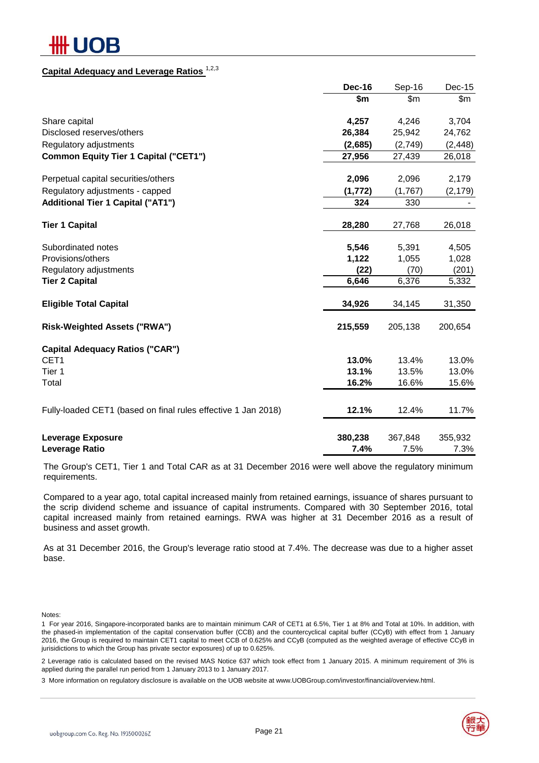## Capital Adequacy and Leverage Ratios [1,2,3]

| | Dec-16 | Sep-16 | Dec-15 |
|---|---|---|---|
| | $m | $m | $m |
| Share capital | **4,257** | 4,246 | 3,704 |
| Disclosed reserves/others | **26,384** | 25,942 | 24,762 |
| Regulatory adjustments | **(2,685)** | (2,749) | (2,448) |
| **Common Equity Tier 1 Capital ("CET1")** | **27,956** | 27,439 | 26,018 |
| | | | |
| Perpetual capital securities/others | **2,096** | 2,096 | 2,179 |
| Regulatory adjustments - capped | **(1,772)** | (1,767) | (2,179) |
| **Additional Tier 1 Capital ("AT1")** | **324** | 330 | - |
| | | | |
| **Tier 1 Capital** | **28,280** | 27,768 | 26,018 |
| | | | |
| Subordinated notes | **5,546** | 5,391 | 4,505 |
| Provisions/others | **1,122** | 1,055 | 1,028 |
| Regulatory adjustments | **(22)** | (70) | (201) |
| **Tier 2 Capital** | **6,646** | 6,376 | 5,332 |
| | | | |
| **Eligible Total Capital** | **34,926** | 34,145 | 31,350 |
| | | | |
| **Risk-Weighted Assets ("RWA")** | **215,559** | 205,138 | 200,654 |
| | | | |
| **Capital Adequacy Ratios ("CAR")** | | | |
| CET1 | **13.0%** | 13.4% | 13.0% |
| Tier 1 | **13.1%** | 13.5% | 13.0% |
| Total | **16.2%** | 16.6% | 15.6% |
| | | | |
| Fully-loaded CET1 (based on final rules effective 1 Jan 2018) | **12.1%** | 12.4% | 11.7% |
| | | | |
| **Leverage Exposure** | **380,238** | 367,848 | 355,932 |
| **Leverage Ratio** | **7.4%** | 7.5% | 7.3% |

The Group's CET1, Tier 1 and Total CAR as at 31 December 2016 were well above the regulatory minimum requirements.

Compared to a year ago, total capital increased mainly from retained earnings, issuance of shares pursuant to the scrip dividend scheme and issuance of capital instruments. Compared with 30 September 2016, total capital increased mainly from retained earnings. RWA was higher at 31 December 2016 as a result of business and asset growth.

As at 31 December 2016, the Group's leverage ratio stood at 7.4%. The decrease was due to a higher asset base.

Notes:

1 For year 2016, Singapore-incorporated banks are to maintain minimum CAR of CET1 at 6.5%, Tier 1 at 8% and Total at 10%. In addition, with the phased-in implementation of the capital conservation buffer (CCB) and the countercyclical capital buffer (CCyB) with effect from 1 January 2016, the Group is required to maintain CET1 capital to meet CCB of 0.625% and CCyB (computed as the weighted average of effective CCyB in jurisdictions to which the Group has private sector exposures) of up to 0.625%.

2 Leverage ratio is calculated based on the revised MAS Notice 637 which took effect from 1 January 2015. A minimum requirement of 3% is applied during the parallel run period from 1 January 2013 to 1 January 2017.

3 More information on regulatory disclosure is available on the UOB website at www.UOBGroup.com/investor/financial/overview.html.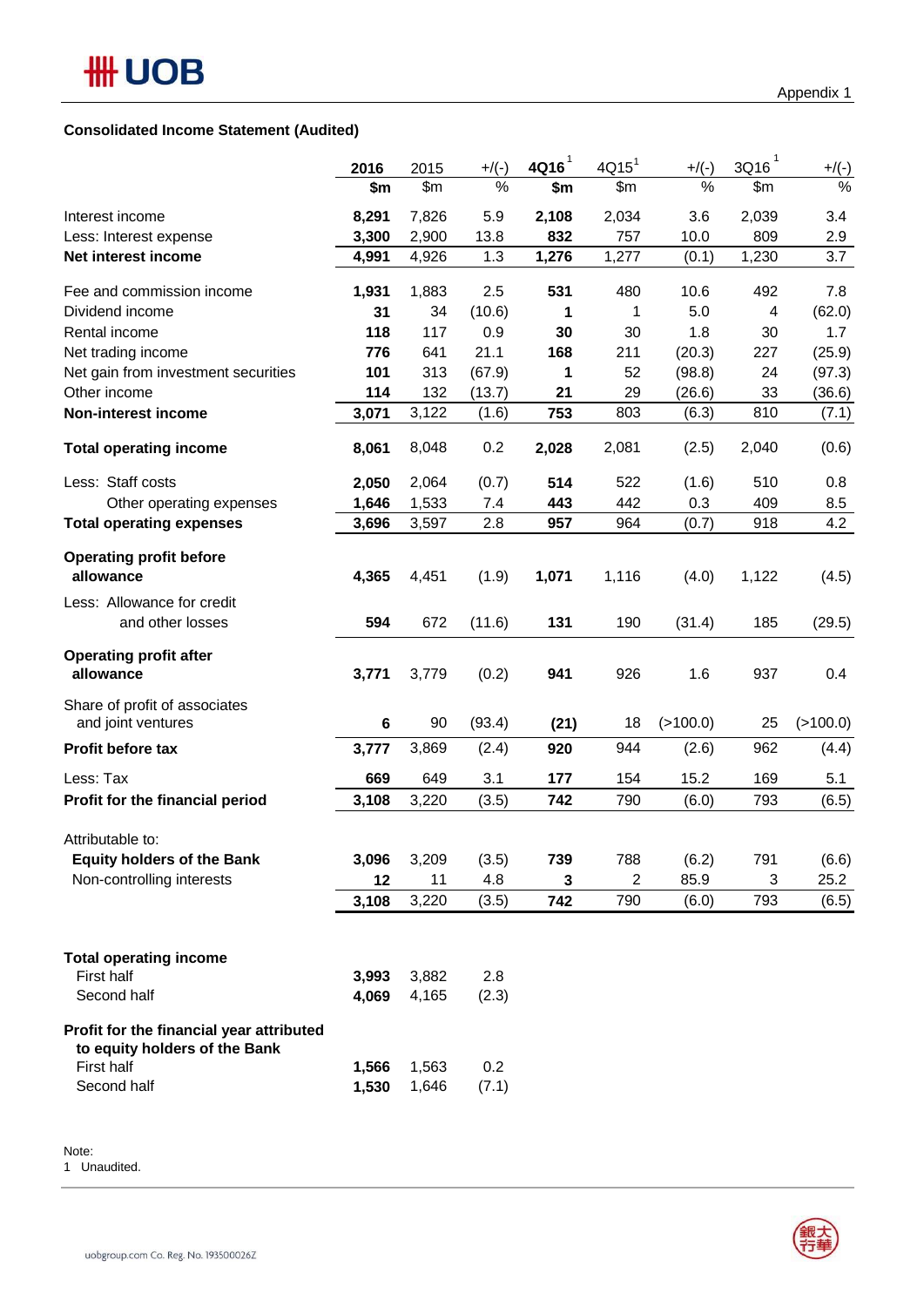Appendix 1

### Consolidated Income Statement (Audited)

| | 2016 | 2015 | +/(-) | 4Q16[1] | 4Q15[1] | +/(-) | 3Q16[1] | +/(-) |
|---|---|---|---|---|---|---|---|---|
| | **$m** | $m | % | **$m** | $m | % | $m | % |
| Interest income | **8,291** | 7,826 | 5.9 | **2,108** | 2,034 | 3.6 | 2,039 | 3.4 |
| Less: Interest expense | **3,300** | 2,900 | 13.8 | **832** | 757 | 10.0 | 809 | 2.9 |
| **Net interest income** | **4,991** | 4,926 | 1.3 | **1,276** | 1,277 | (0.1) | 1,230 | 3.7 |
| Fee and commission income | **1,931** | 1,883 | 2.5 | **531** | 480 | 10.6 | 492 | 7.8 |
| Dividend income | **31** | 34 | (10.6) | **1** | 1 | 5.0 | 4 | (62.0) |
| Rental income | **118** | 117 | 0.9 | **30** | 30 | 1.8 | 30 | 1.7 |
| Net trading income | **776** | 641 | 21.1 | **168** | 211 | (20.3) | 227 | (25.9) |
| Net gain from investment securities | **101** | 313 | (67.9) | **1** | 52 | (98.8) | 24 | (97.3) |
| Other income | **114** | 132 | (13.7) | **21** | 29 | (26.6) | 33 | (36.6) |
| **Non-interest income** | **3,071** | 3,122 | (1.6) | **753** | 803 | (6.3) | 810 | (7.1) |
| **Total operating income** | **8,061** | 8,048 | 0.2 | **2,028** | 2,081 | (2.5) | 2,040 | (0.6) |
| Less: Staff costs | **2,050** | 2,064 | (0.7) | **514** | 522 | (1.6) | 510 | 0.8 |
| Other operating expenses | **1,646** | 1,533 | 7.4 | **443** | 442 | 0.3 | 409 | 8.5 |
| **Total operating expenses** | **3,696** | 3,597 | 2.8 | **957** | 964 | (0.7) | 918 | 4.2 |
| **Operating profit before allowance** | **4,365** | 4,451 | (1.9) | **1,071** | 1,116 | (4.0) | 1,122 | (4.5) |
| Less: Allowance for credit and other losses | **594** | 672 | (11.6) | **131** | 190 | (31.4) | 185 | (29.5) |
| **Operating profit after allowance** | **3,771** | 3,779 | (0.2) | **941** | 926 | 1.6 | 937 | 0.4 |
| Share of profit of associates and joint ventures | **6** | 90 | (93.4) | **(21)** | 18 | (>100.0) | 25 | (>100.0) |
| **Profit before tax** | **3,777** | 3,869 | (2.4) | **920** | 944 | (2.6) | 962 | (4.4) |
| Less: Tax | **669** | 649 | 3.1 | **177** | 154 | 15.2 | 169 | 5.1 |
| **Profit for the financial period** | **3,108** | 3,220 | (3.5) | **742** | 790 | (6.0) | 793 | (6.5) |
| Attributable to: | | | | | | | | |
| **Equity holders of the Bank** | **3,096** | 3,209 | (3.5) | **739** | 788 | (6.2) | 791 | (6.6) |
| Non-controlling interests | **12** | 11 | 4.8 | **3** | 2 | 85.9 | 3 | 25.2 |
| | **3,108** | 3,220 | (3.5) | **742** | 790 | (6.0) | 793 | (6.5) |

| | 2016 | 2015 | +/(-) |
|---|---|---|---|
| **Total operating income** | | | |
| First half | **3,993** | 3,882 | 2.8 |
| Second half | **4,069** | 4,165 | (2.3) |
| **Profit for the financial year attributed to equity holders of the Bank** | | | |
| First half | **1,566** | 1,563 | 0.2 |
| Second half | **1,530** | 1,646 | (7.1) |

Note:
1 Unaudited.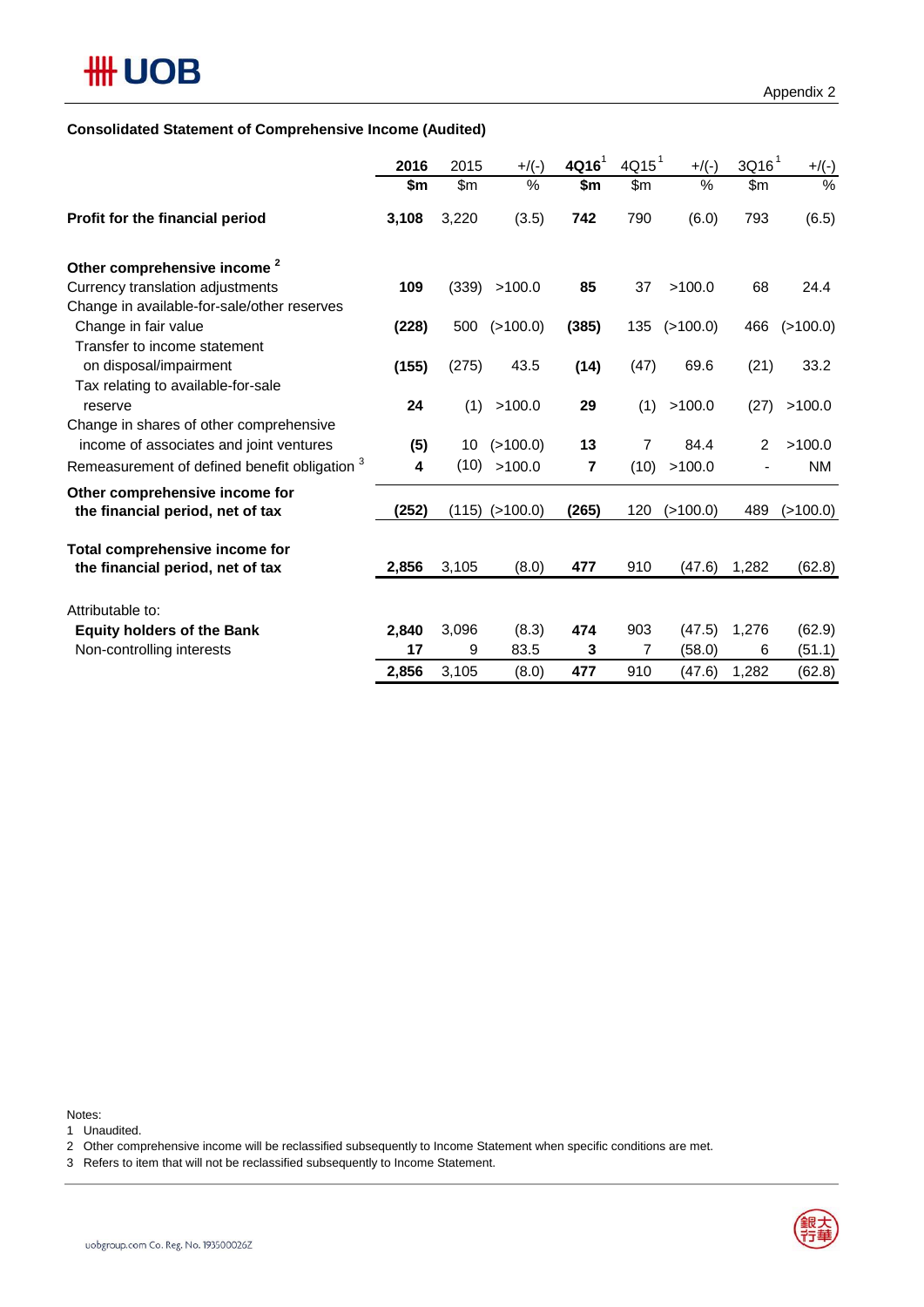Appendix 2

**Consolidated Statement of Comprehensive Income (Audited)**

| | **2016** | 2015 | +/(-) | **4Q16[1]** | 4Q15[1] | +/(-) | 3Q16[1] | +/(-) |
|---|---|---|---|---|---|---|---|---|
| | **$m** | $m | % | **$m** | $m | % | $m | % |
| **Profit for the financial period** | **3,108** | 3,220 | (3.5) | **742** | 790 | (6.0) | 793 | (6.5) |
| **Other comprehensive income [2]** | | | | | | | | |
| Currency translation adjustments | **109** | (339) | >100.0 | **85** | 37 | >100.0 | 68 | 24.4 |
| Change in available-for-sale/other reserves | | | | | | | | |
| Change in fair value | **(228)** | 500 | (>100.0) | **(385)** | 135 | (>100.0) | 466 | (>100.0) |
| Transfer to income statement on disposal/impairment | **(155)** | (275) | 43.5 | **(14)** | (47) | 69.6 | (21) | 33.2 |
| Tax relating to available-for-sale reserve | **24** | (1) | >100.0 | **29** | (1) | >100.0 | (27) | >100.0 |
| Change in shares of other comprehensive income of associates and joint ventures | **(5)** | 10 | (>100.0) | **13** | 7 | 84.4 | 2 | >100.0 |
| Remeasurement of defined benefit obligation [3] | **4** | (10) | >100.0 | **7** | (10) | >100.0 | - | NM |
| **Other comprehensive income for the financial period, net of tax** | **(252)** | (115) | (>100.0) | **(265)** | 120 | (>100.0) | 489 | (>100.0) |
| **Total comprehensive income for the financial period, net of tax** | **2,856** | 3,105 | (8.0) | **477** | 910 | (47.6) | 1,282 | (62.8) |
| Attributable to: | | | | | | | | |
| **Equity holders of the Bank** | **2,840** | 3,096 | (8.3) | **474** | 903 | (47.5) | 1,276 | (62.9) |
| Non-controlling interests | **17** | 9 | 83.5 | **3** | 7 | (58.0) | 6 | (51.1) |
| | **2,856** | 3,105 | (8.0) | **477** | 910 | (47.6) | 1,282 | (62.8) |

Notes:
1 Unaudited.
2 Other comprehensive income will be reclassified subsequently to Income Statement when specific conditions are met.
3 Refers to item that will not be reclassified subsequently to Income Statement.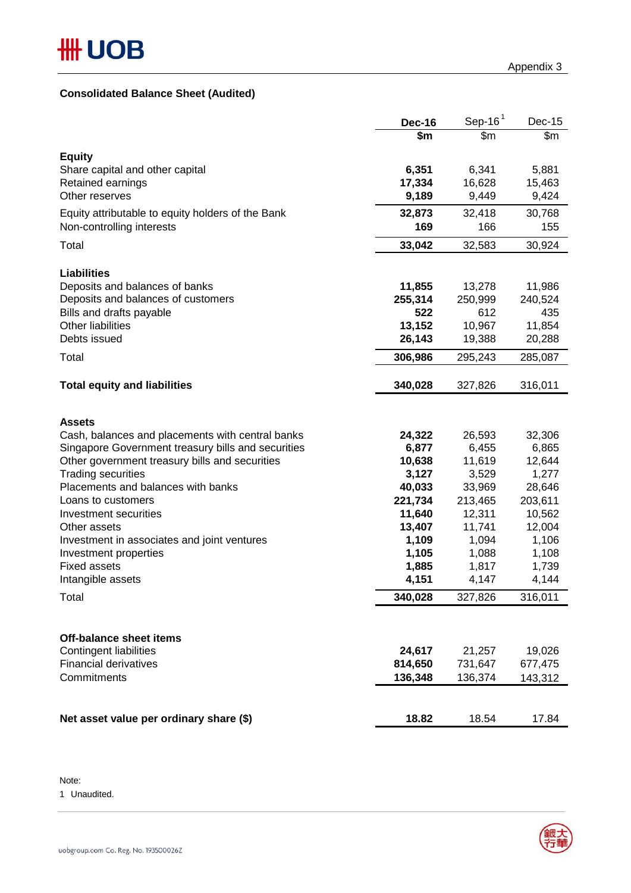Appendix 3

## Consolidated Balance Sheet (Audited)

| | Dec-16 | Sep-16[1] | Dec-15 |
|---|---|---|---|
| | $m | $m | $m |
| **Equity** | | | |
| Share capital and other capital | **6,351** | 6,341 | 5,881 |
| Retained earnings | **17,334** | 16,628 | 15,463 |
| Other reserves | **9,189** | 9,449 | 9,424 |
| Equity attributable to equity holders of the Bank | **32,873** | 32,418 | 30,768 |
| Non-controlling interests | **169** | 166 | 155 |
| Total | **33,042** | 32,583 | 30,924 |
| **Liabilities** | | | |
| Deposits and balances of banks | **11,855** | 13,278 | 11,986 |
| Deposits and balances of customers | **255,314** | 250,999 | 240,524 |
| Bills and drafts payable | **522** | 612 | 435 |
| Other liabilities | **13,152** | 10,967 | 11,854 |
| Debts issued | **26,143** | 19,388 | 20,288 |
| Total | **306,986** | 295,243 | 285,087 |
| **Total equity and liabilities** | **340,028** | 327,826 | 316,011 |
| **Assets** | | | |
| Cash, balances and placements with central banks | **24,322** | 26,593 | 32,306 |
| Singapore Government treasury bills and securities | **6,877** | 6,455 | 6,865 |
| Other government treasury bills and securities | **10,638** | 11,619 | 12,644 |
| Trading securities | **3,127** | 3,529 | 1,277 |
| Placements and balances with banks | **40,033** | 33,969 | 28,646 |
| Loans to customers | **221,734** | 213,465 | 203,611 |
| Investment securities | **11,640** | 12,311 | 10,562 |
| Other assets | **13,407** | 11,741 | 12,004 |
| Investment in associates and joint ventures | **1,109** | 1,094 | 1,106 |
| Investment properties | **1,105** | 1,088 | 1,108 |
| Fixed assets | **1,885** | 1,817 | 1,739 |
| Intangible assets | **4,151** | 4,147 | 4,144 |
| Total | **340,028** | 327,826 | 316,011 |
| **Off-balance sheet items** | | | |
| Contingent liabilities | **24,617** | 21,257 | 19,026 |
| Financial derivatives | **814,650** | 731,647 | 677,475 |
| Commitments | **136,348** | 136,374 | 143,312 |
| **Net asset value per ordinary share ($)** | **18.82** | 18.54 | 17.84 |

Note:

1 Unaudited.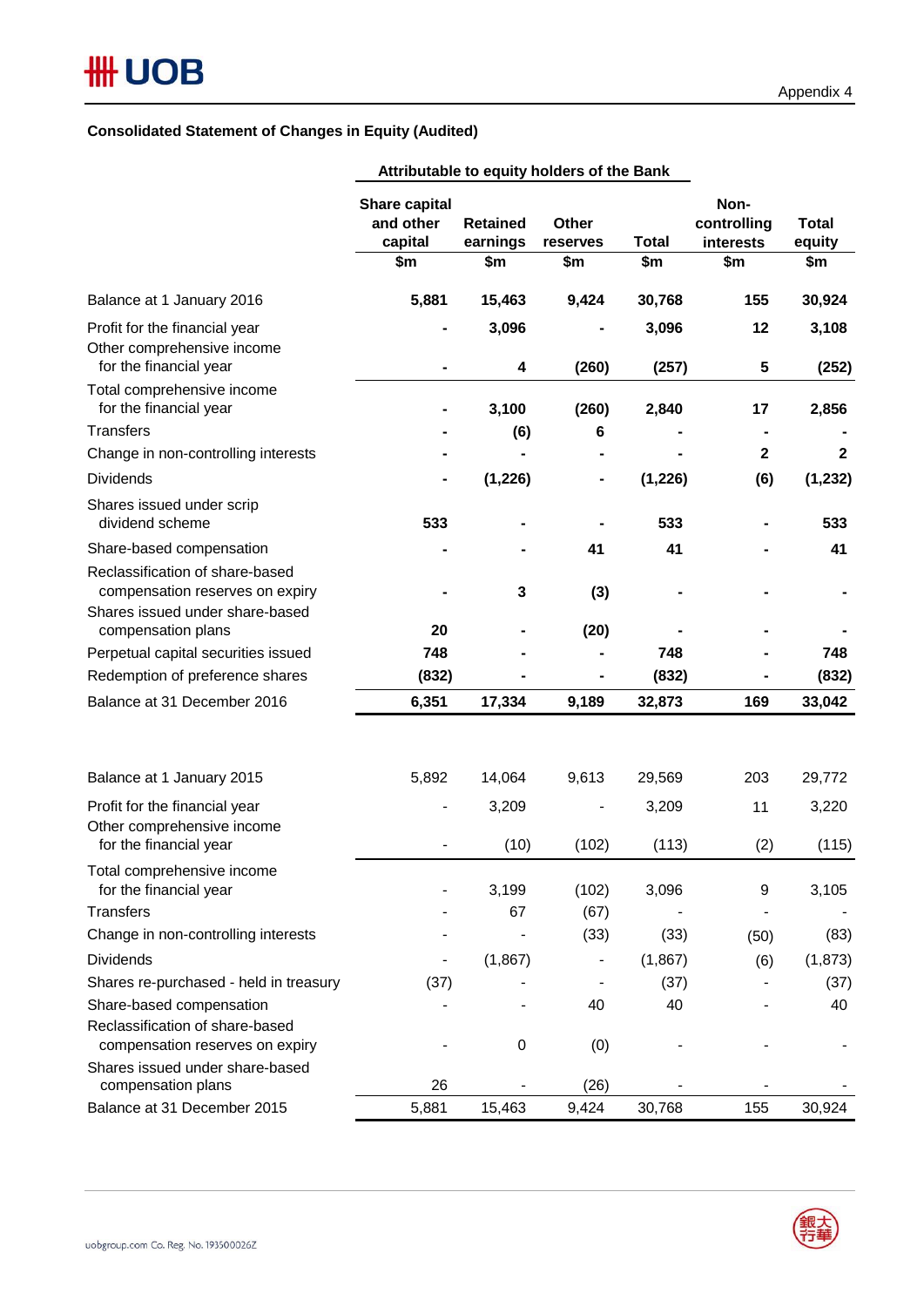### Consolidated Statement of Changes in Equity (Audited)

| | Attributable to equity holders of the Bank | | | | | |
|---|---|---|---|---|---|---|
| | Share capital and other capital | Retained earnings | Other reserves | Total | Non-controlling interests | Total equity |
| | $m | $m | $m | $m | $m | $m |
| **Balance at 1 January 2016** | **5,881** | **15,463** | **9,424** | **30,768** | **155** | **30,924** |
| Profit for the financial year | **-** | **3,096** | **-** | **3,096** | **12** | **3,108** |
| Other comprehensive income for the financial year | **-** | **4** | **(260)** | **(257)** | **5** | **(252)** |
| Total comprehensive income for the financial year | **-** | **3,100** | **(260)** | **2,840** | **17** | **2,856** |
| Transfers | **-** | **(6)** | **6** | **-** | **-** | **-** |
| Change in non-controlling interests | **-** | **-** | **-** | **-** | **2** | **2** |
| Dividends | **-** | **(1,226)** | **-** | **(1,226)** | **(6)** | **(1,232)** |
| Shares issued under scrip dividend scheme | **533** | **-** | **-** | **533** | **-** | **533** |
| Share-based compensation | **-** | **-** | **41** | **41** | **-** | **41** |
| Reclassification of share-based compensation reserves on expiry | **-** | **3** | **(3)** | **-** | **-** | **-** |
| Shares issued under share-based compensation plans | **20** | **-** | **(20)** | **-** | **-** | **-** |
| Perpetual capital securities issued | **748** | **-** | **-** | **748** | **-** | **748** |
| Redemption of preference shares | **(832)** | **-** | **-** | **(832)** | **-** | **(832)** |
| **Balance at 31 December 2016** | **6,351** | **17,334** | **9,189** | **32,873** | **169** | **33,042** |
| | | | | | | |
| Balance at 1 January 2015 | 5,892 | 14,064 | 9,613 | 29,569 | 203 | 29,772 |
| Profit for the financial year | - | 3,209 | - | 3,209 | 11 | 3,220 |
| Other comprehensive income for the financial year | - | (10) | (102) | (113) | (2) | (115) |
| Total comprehensive income for the financial year | - | 3,199 | (102) | 3,096 | 9 | 3,105 |
| Transfers | - | 67 | (67) | - | - | - |
| Change in non-controlling interests | - | - | (33) | (33) | (50) | (83) |
| Dividends | - | (1,867) | - | (1,867) | (6) | (1,873) |
| Shares re-purchased - held in treasury | (37) | - | - | (37) | - | (37) |
| Share-based compensation | - | - | 40 | 40 | - | 40 |
| Reclassification of share-based compensation reserves on expiry | - | 0 | (0) | - | - | - |
| Shares issued under share-based compensation plans | 26 | - | (26) | - | - | - |
| Balance at 31 December 2015 | 5,881 | 15,463 | 9,424 | 30,768 | 155 | 30,924 |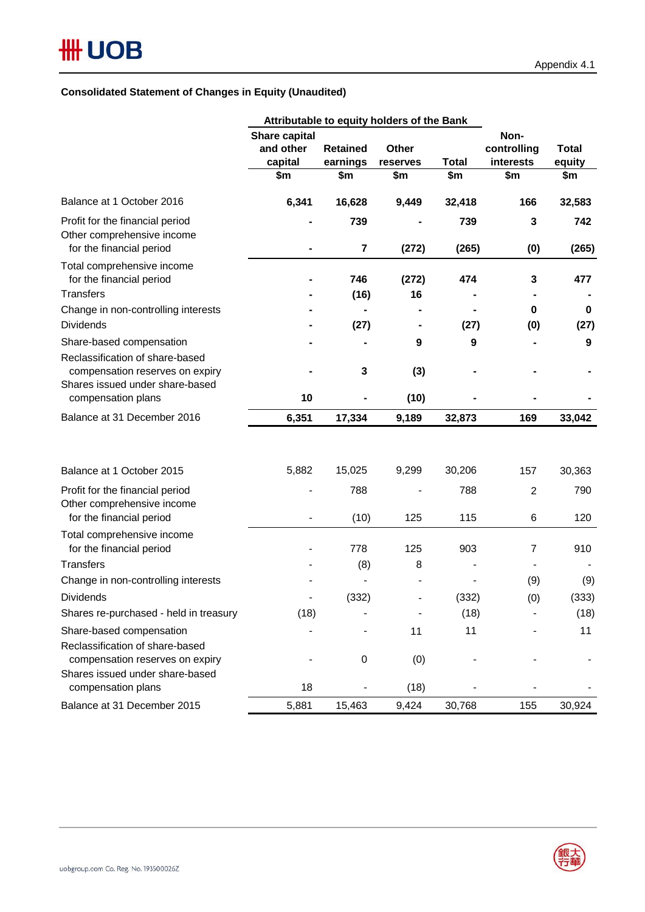Appendix 4.1

## Consolidated Statement of Changes in Equity (Unaudited)

| | Attributable to equity holders of the Bank | | | | | |
|---|---|---|---|---|---|---|
| | Share capital and other capital | Retained earnings | Other reserves | Total | Non-controlling interests | Total equity |
| | $m | $m | $m | $m | $m | $m |
| **Balance at 1 October 2016** | **6,341** | **16,628** | **9,449** | **32,418** | **166** | **32,583** |
| Profit for the financial period | **-** | **739** | **-** | **739** | **3** | **742** |
| Other comprehensive income for the financial period | **-** | **7** | **(272)** | **(265)** | **(0)** | **(265)** |
| Total comprehensive income for the financial period | **-** | **746** | **(272)** | **474** | **3** | **477** |
| Transfers | **-** | **(16)** | **16** | **-** | **-** | **-** |
| Change in non-controlling interests | **-** | **-** | **-** | **-** | **0** | **0** |
| Dividends | **-** | **(27)** | **-** | **(27)** | **(0)** | **(27)** |
| Share-based compensation | **-** | **-** | **9** | **9** | **-** | **9** |
| Reclassification of share-based compensation reserves on expiry | **-** | **3** | **(3)** | **-** | **-** | **-** |
| Shares issued under share-based compensation plans | **10** | **-** | **(10)** | **-** | **-** | **-** |
| **Balance at 31 December 2016** | **6,351** | **17,334** | **9,189** | **32,873** | **169** | **33,042** |
| | | | | | | |
| Balance at 1 October 2015 | 5,882 | 15,025 | 9,299 | 30,206 | 157 | 30,363 |
| Profit for the financial period | - | 788 | - | 788 | 2 | 790 |
| Other comprehensive income for the financial period | - | (10) | 125 | 115 | 6 | 120 |
| Total comprehensive income for the financial period | - | 778 | 125 | 903 | 7 | 910 |
| Transfers | - | (8) | 8 | - | - | - |
| Change in non-controlling interests | - | - | - | - | (9) | (9) |
| Dividends | - | (332) | - | (332) | (0) | (333) |
| Shares re-purchased - held in treasury | (18) | - | - | (18) | - | (18) |
| Share-based compensation | - | - | 11 | 11 | - | 11 |
| Reclassification of share-based compensation reserves on expiry | - | 0 | (0) | - | - | - |
| Shares issued under share-based compensation plans | 18 | - | (18) | - | - | - |
| Balance at 31 December 2015 | 5,881 | 15,463 | 9,424 | 30,768 | 155 | 30,924 |

uobgroup.com Co. Reg. No. 193500026Z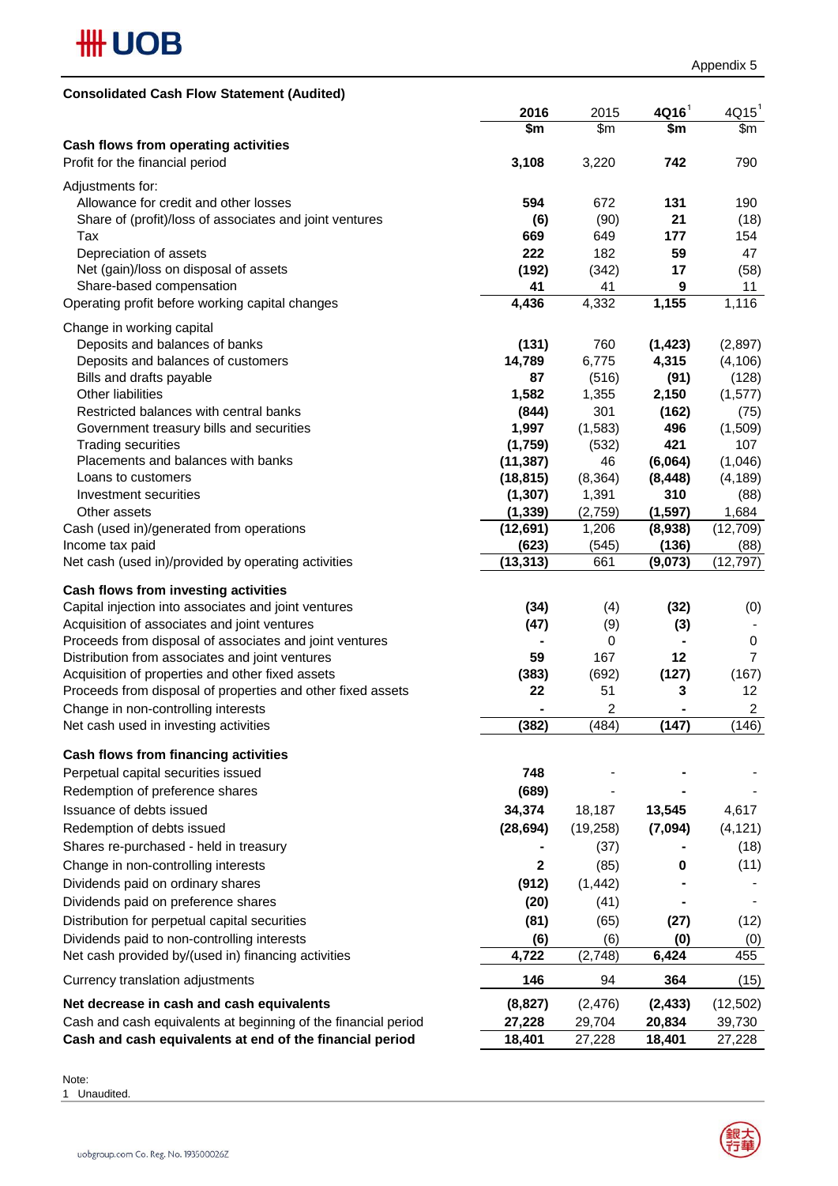Appendix 5

**Consolidated Cash Flow Statement (Audited)**

| | 2016 | 2015 | 4Q16[1] | 4Q15[1] |
|---|---|---|---|---|
| | $m | $m | $m | $m |
| **Cash flows from operating activities** | | | | |
| Profit for the financial period | 3,108 | 3,220 | 742 | 790 |
| Adjustments for: | | | | |
| Allowance for credit and other losses | 594 | 672 | 131 | 190 |
| Share of (profit)/loss of associates and joint ventures | (6) | (90) | 21 | (18) |
| Tax | 669 | 649 | 177 | 154 |
| Depreciation of assets | 222 | 182 | 59 | 47 |
| Net (gain)/loss on disposal of assets | (192) | (342) | 17 | (58) |
| Share-based compensation | 41 | 41 | 9 | 11 |
| Operating profit before working capital changes | 4,436 | 4,332 | 1,155 | 1,116 |
| Change in working capital | | | | |
| Deposits and balances of banks | (131) | 760 | (1,423) | (2,897) |
| Deposits and balances of customers | 14,789 | 6,775 | 4,315 | (4,106) |
| Bills and drafts payable | 87 | (516) | (91) | (128) |
| Other liabilities | 1,582 | 1,355 | 2,150 | (1,577) |
| Restricted balances with central banks | (844) | 301 | (162) | (75) |
| Government treasury bills and securities | 1,997 | (1,583) | 496 | (1,509) |
| Trading securities | (1,759) | (532) | 421 | 107 |
| Placements and balances with banks | (11,387) | 46 | (6,064) | (1,046) |
| Loans to customers | (18,815) | (8,364) | (8,448) | (4,189) |
| Investment securities | (1,307) | 1,391 | 310 | (88) |
| Other assets | (1,339) | (2,759) | (1,597) | 1,684 |
| Cash (used in)/generated from operations | (12,691) | 1,206 | (8,938) | (12,709) |
| Income tax paid | (623) | (545) | (136) | (88) |
| Net cash (used in)/provided by operating activities | (13,313) | 661 | (9,073) | (12,797) |
| **Cash flows from investing activities** | | | | |
| Capital injection into associates and joint ventures | (34) | (4) | (32) | (0) |
| Acquisition of associates and joint ventures | (47) | (9) | (3) | - |
| Proceeds from disposal of associates and joint ventures | - | 0 | - | 0 |
| Distribution from associates and joint ventures | 59 | 167 | 12 | 7 |
| Acquisition of properties and other fixed assets | (383) | (692) | (127) | (167) |
| Proceeds from disposal of properties and other fixed assets | 22 | 51 | 3 | 12 |
| Change in non-controlling interests | - | 2 | - | 2 |
| Net cash used in investing activities | (382) | (484) | (147) | (146) |
| **Cash flows from financing activities** | | | | |
| Perpetual capital securities issued | 748 | - | - | - |
| Redemption of preference shares | (689) | - | - | - |
| Issuance of debts issued | 34,374 | 18,187 | 13,545 | 4,617 |
| Redemption of debts issued | (28,694) | (19,258) | (7,094) | (4,121) |
| Shares re-purchased - held in treasury | - | (37) | - | (18) |
| Change in non-controlling interests | 2 | (85) | 0 | (11) |
| Dividends paid on ordinary shares | (912) | (1,442) | - | - |
| Dividends paid on preference shares | (20) | (41) | - | - |
| Distribution for perpetual capital securities | (81) | (65) | (27) | (12) |
| Dividends paid to non-controlling interests | (6) | (6) | (0) | (0) |
| Net cash provided by/(used in) financing activities | 4,722 | (2,748) | 6,424 | 455 |
| Currency translation adjustments | 146 | 94 | 364 | (15) |
| **Net decrease in cash and cash equivalents** | (8,827) | (2,476) | (2,433) | (12,502) |
| Cash and cash equivalents at beginning of the financial period | 27,228 | 29,704 | 20,834 | 39,730 |
| **Cash and cash equivalents at end of the financial period** | 18,401 | 27,228 | 18,401 | 27,228 |

Note:
1 Unaudited.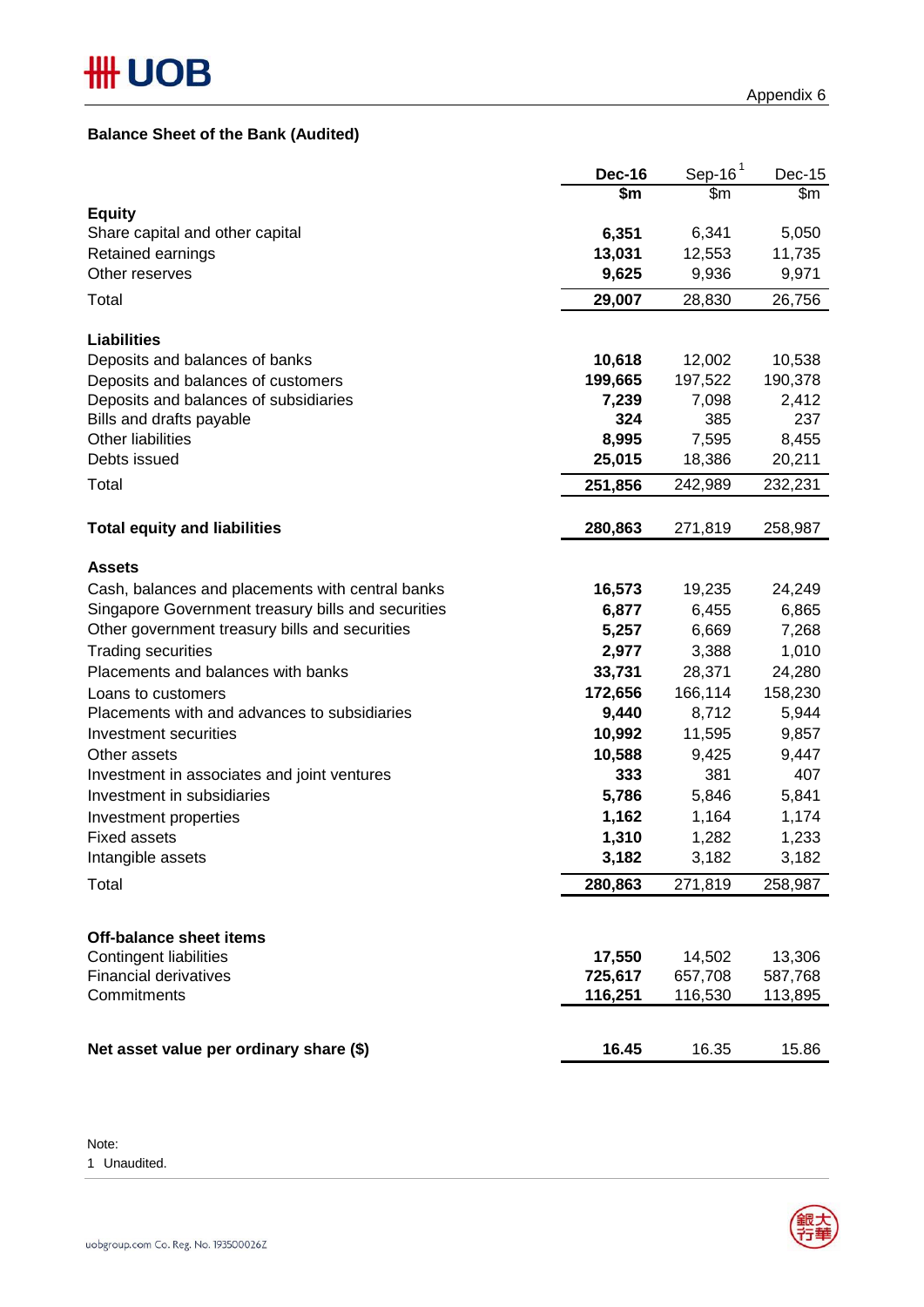Appendix 6

**Balance Sheet of the Bank (Audited)**

| | Dec-16 | Sep-16[1] | Dec-15 |
|---|---|---|---|
| | $m | $m | $m |
| **Equity** | | | |
| Share capital and other capital | 6,351 | 6,341 | 5,050 |
| Retained earnings | 13,031 | 12,553 | 11,735 |
| Other reserves | 9,625 | 9,936 | 9,971 |
| Total | 29,007 | 28,830 | 26,756 |
| | | | |
| **Liabilities** | | | |
| Deposits and balances of banks | 10,618 | 12,002 | 10,538 |
| Deposits and balances of customers | 199,665 | 197,522 | 190,378 |
| Deposits and balances of subsidiaries | 7,239 | 7,098 | 2,412 |
| Bills and drafts payable | 324 | 385 | 237 |
| Other liabilities | 8,995 | 7,595 | 8,455 |
| Debts issued | 25,015 | 18,386 | 20,211 |
| Total | 251,856 | 242,989 | 232,231 |
| | | | |
| **Total equity and liabilities** | 280,863 | 271,819 | 258,987 |
| | | | |
| **Assets** | | | |
| Cash, balances and placements with central banks | 16,573 | 19,235 | 24,249 |
| Singapore Government treasury bills and securities | 6,877 | 6,455 | 6,865 |
| Other government treasury bills and securities | 5,257 | 6,669 | 7,268 |
| Trading securities | 2,977 | 3,388 | 1,010 |
| Placements and balances with banks | 33,731 | 28,371 | 24,280 |
| Loans to customers | 172,656 | 166,114 | 158,230 |
| Placements with and advances to subsidiaries | 9,440 | 8,712 | 5,944 |
| Investment securities | 10,992 | 11,595 | 9,857 |
| Other assets | 10,588 | 9,425 | 9,447 |
| Investment in associates and joint ventures | 333 | 381 | 407 |
| Investment in subsidiaries | 5,786 | 5,846 | 5,841 |
| Investment properties | 1,162 | 1,164 | 1,174 |
| Fixed assets | 1,310 | 1,282 | 1,233 |
| Intangible assets | 3,182 | 3,182 | 3,182 |
| Total | 280,863 | 271,819 | 258,987 |
| | | | |
| **Off-balance sheet items** | | | |
| Contingent liabilities | 17,550 | 14,502 | 13,306 |
| Financial derivatives | 725,617 | 657,708 | 587,768 |
| Commitments | 116,251 | 116,530 | 113,895 |
| | | | |
| **Net asset value per ordinary share ($)** | 16.45 | 16.35 | 15.86 |

Note:
1 Unaudited.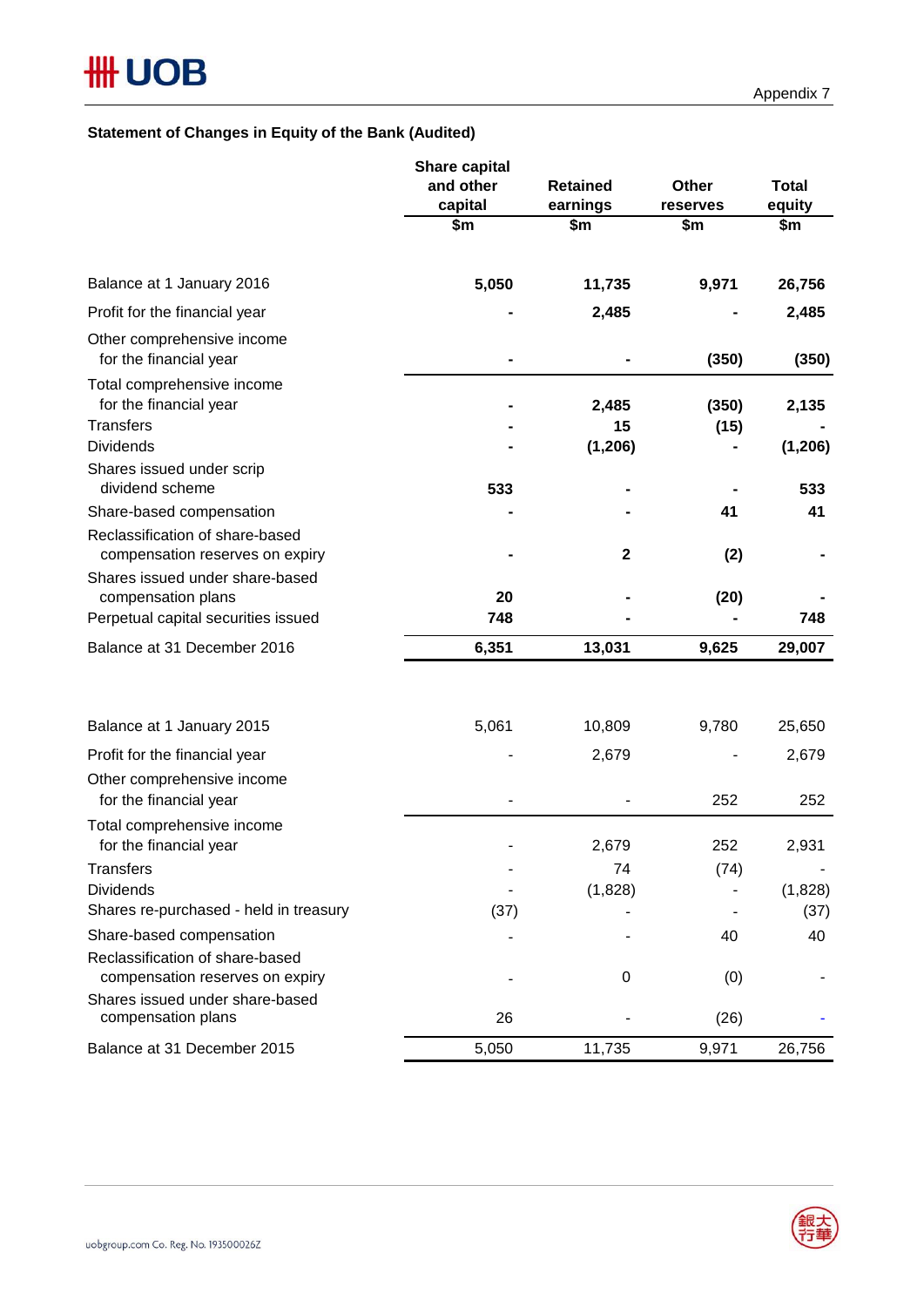Appendix 7

**Statement of Changes in Equity of the Bank (Audited)**

| | Share capital and other capital<br>$m | Retained earnings<br>$m | Other reserves<br>$m | Total equity<br>$m |
|---|---|---|---|---|
| Balance at 1 January 2016 | **5,050** | **11,735** | **9,971** | **26,756** |
| Profit for the financial year | **-** | **2,485** | **-** | **2,485** |
| Other comprehensive income for the financial year | **-** | **-** | **(350)** | **(350)** |
| Total comprehensive income for the financial year | **-** | **2,485** | **(350)** | **2,135** |
| Transfers | **-** | **15** | **(15)** | **-** |
| Dividends | **-** | **(1,206)** | **-** | **(1,206)** |
| Shares issued under scrip dividend scheme | **533** | **-** | **-** | **533** |
| Share-based compensation | **-** | **-** | **41** | **41** |
| Reclassification of share-based compensation reserves on expiry | **-** | **2** | **(2)** | **-** |
| Shares issued under share-based compensation plans | **20** | **-** | **(20)** | **-** |
| Perpetual capital securities issued | **748** | **-** | **-** | **748** |
| Balance at 31 December 2016 | **6,351** | **13,031** | **9,625** | **29,007** |
| | | | | |
| Balance at 1 January 2015 | 5,061 | 10,809 | 9,780 | 25,650 |
| Profit for the financial year | - | 2,679 | - | 2,679 |
| Other comprehensive income for the financial year | - | - | 252 | 252 |
| Total comprehensive income for the financial year | - | 2,679 | 252 | 2,931 |
| Transfers | - | 74 | (74) | - |
| Dividends | - | (1,828) | - | (1,828) |
| Shares re-purchased - held in treasury | (37) | - | - | (37) |
| Share-based compensation | - | - | 40 | 40 |
| Reclassification of share-based compensation reserves on expiry | - | 0 | (0) | - |
| Shares issued under share-based compensation plans | 26 | - | (26) | - |
| Balance at 31 December 2015 | 5,050 | 11,735 | 9,971 | 26,756 |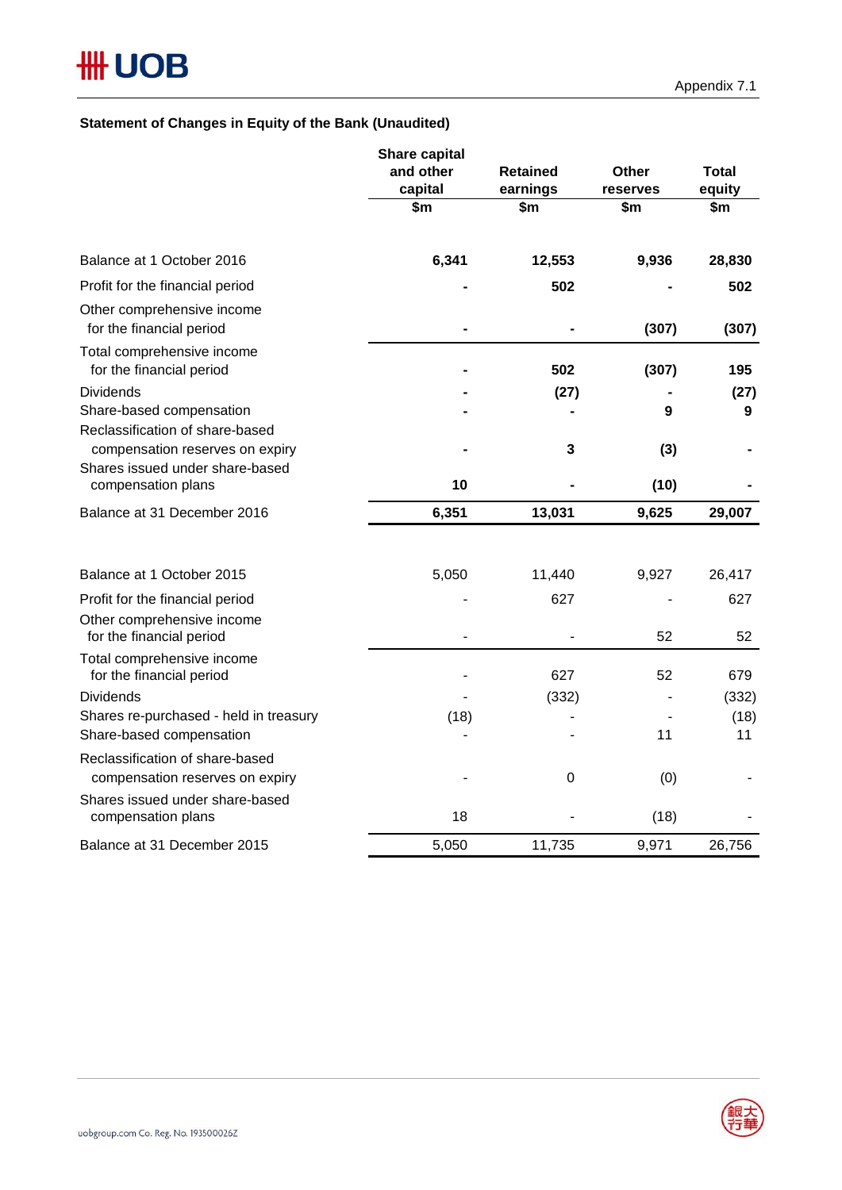Appendix 7.1

**Statement of Changes in Equity of the Bank (Unaudited)**

| | Share capital and other capital | Retained earnings | Other reserves | Total equity |
|---|---|---|---|---|
| | $m | $m | $m | $m |
| Balance at 1 October 2016 | **6,341** | **12,553** | **9,936** | **28,830** |
| Profit for the financial period | **-** | **502** | **-** | **502** |
| Other comprehensive income for the financial period | **-** | **-** | **(307)** | **(307)** |
| Total comprehensive income for the financial period | **-** | **502** | **(307)** | **195** |
| Dividends | **-** | **(27)** | **-** | **(27)** |
| Share-based compensation | **-** | **-** | **9** | **9** |
| Reclassification of share-based compensation reserves on expiry | **-** | **3** | **(3)** | **-** |
| Shares issued under share-based compensation plans | **10** | **-** | **(10)** | **-** |
| Balance at 31 December 2016 | **6,351** | **13,031** | **9,625** | **29,007** |
| | | | | |
| Balance at 1 October 2015 | 5,050 | 11,440 | 9,927 | 26,417 |
| Profit for the financial period | - | 627 | - | 627 |
| Other comprehensive income for the financial period | - | - | 52 | 52 |
| Total comprehensive income for the financial period | - | 627 | 52 | 679 |
| Dividends | - | (332) | - | (332) |
| Shares re-purchased - held in treasury | (18) | - | - | (18) |
| Share-based compensation | - | - | 11 | 11 |
| Reclassification of share-based compensation reserves on expiry | - | 0 | (0) | - |
| Shares issued under share-based compensation plans | 18 | - | (18) | - |
| Balance at 31 December 2015 | 5,050 | 11,735 | 9,971 | 26,756 |

uobgroup.com Co. Reg. No. 193500026Z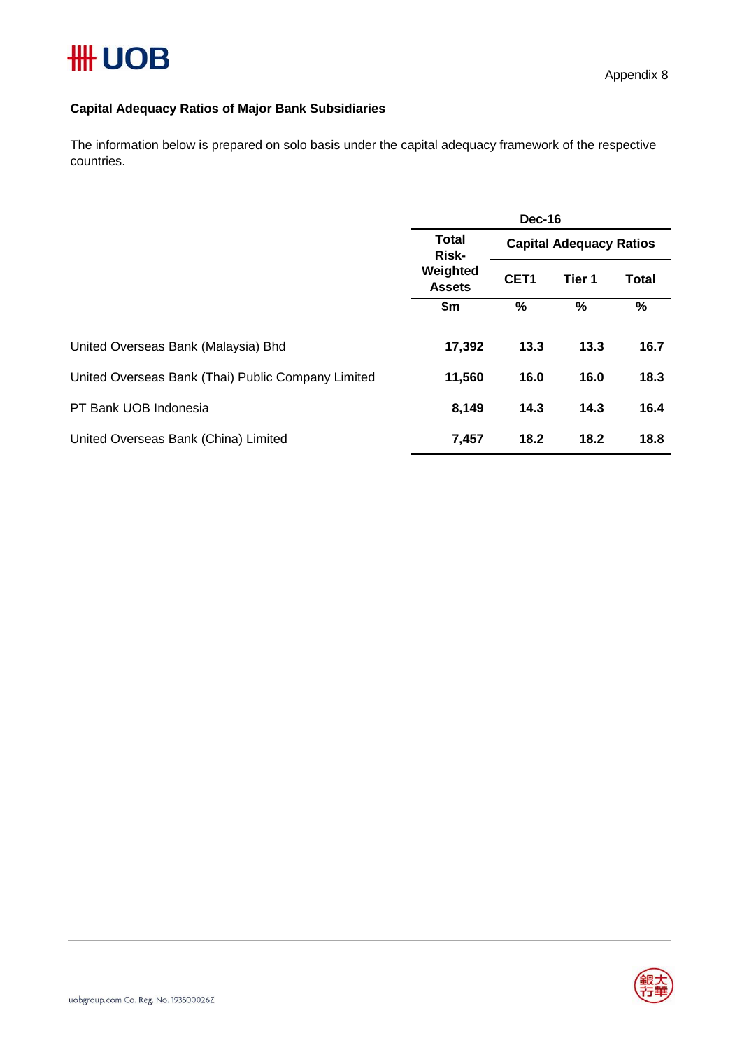Appendix 8

### Capital Adequacy Ratios of Major Bank Subsidiaries

The information below is prepared on solo basis under the capital adequacy framework of the respective countries.

| | Dec-16 | | | |
|---|---|---|---|---|
| | Total Risk-Weighted Assets | Capital Adequacy Ratios | | |
| | | CET1 | Tier 1 | Total |
| | $m | % | % | % |
| United Overseas Bank (Malaysia) Bhd | **17,392** | **13.3** | **13.3** | **16.7** |
| United Overseas Bank (Thai) Public Company Limited | **11,560** | **16.0** | **16.0** | **18.3** |
| PT Bank UOB Indonesia | **8,149** | **14.3** | **14.3** | **16.4** |
| United Overseas Bank (China) Limited | **7,457** | **18.2** | **18.2** | **18.8** |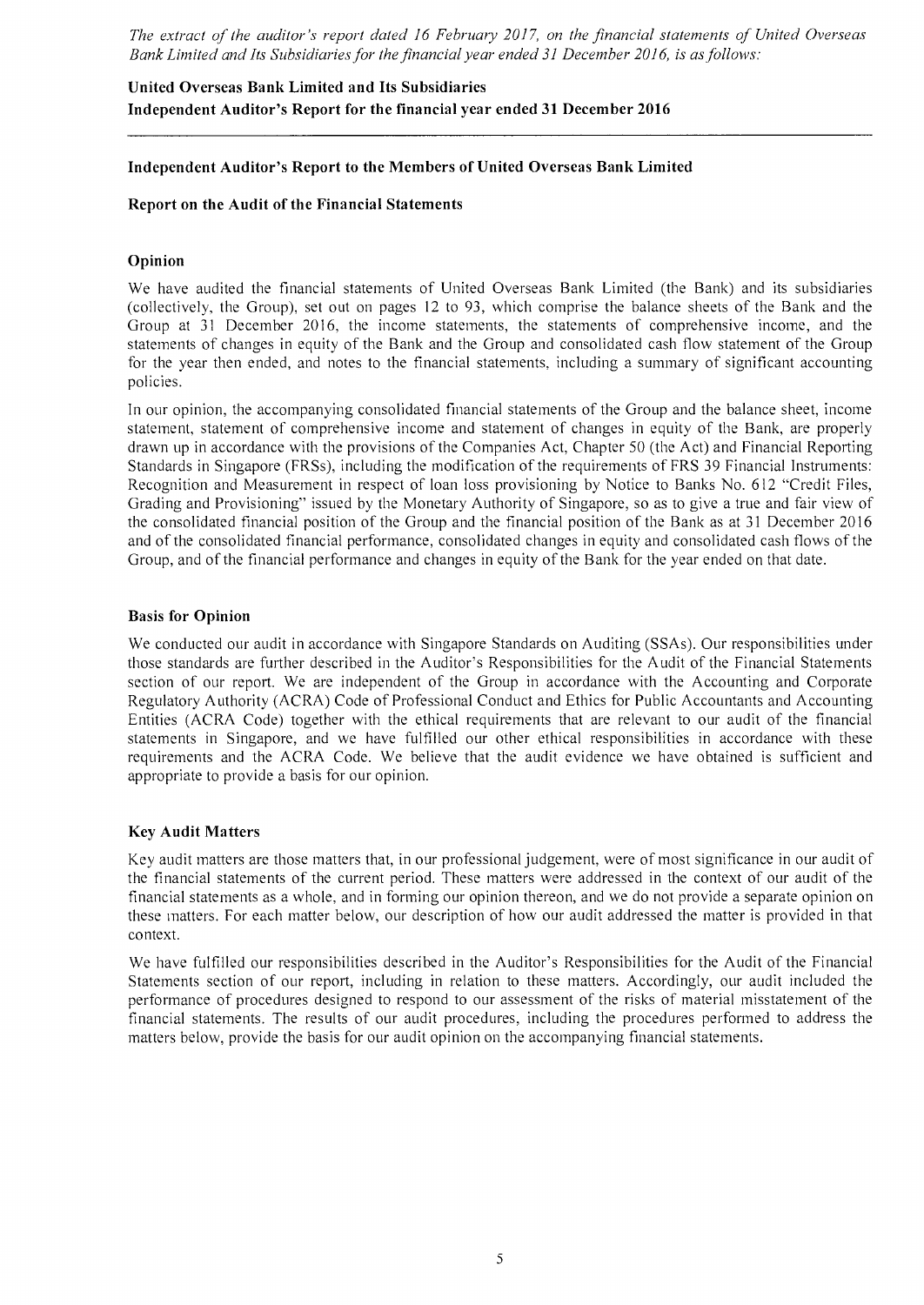*The extract of the auditor's report dated 16 February 2017, on the financial statements of United Overseas Bank Limited and Its Subsidiaries for the financial year ended 31 December 2016, is as follows:*

**United Overseas Bank Limited and Its Subsidiaries**
**Independent Auditor's Report for the financial year ended 31 December 2016**

---

## Independent Auditor's Report to the Members of United Overseas Bank Limited

### Report on the Audit of the Financial Statements

#### Opinion

We have audited the financial statements of United Overseas Bank Limited (the Bank) and its subsidiaries (collectively, the Group), set out on pages 12 to 93, which comprise the balance sheets of the Bank and the Group at 31 December 2016, the income statements, the statements of comprehensive income, and the statements of changes in equity of the Bank and the Group and consolidated cash flow statement of the Group for the year then ended, and notes to the financial statements, including a summary of significant accounting policies.

In our opinion, the accompanying consolidated financial statements of the Group and the balance sheet, income statement, statement of comprehensive income and statement of changes in equity of the Bank, are properly drawn up in accordance with the provisions of the Companies Act, Chapter 50 (the Act) and Financial Reporting Standards in Singapore (FRSs), including the modification of the requirements of FRS 39 Financial Instruments: Recognition and Measurement in respect of loan loss provisioning by Notice to Banks No. 612 "Credit Files, Grading and Provisioning" issued by the Monetary Authority of Singapore, so as to give a true and fair view of the consolidated financial position of the Group and the financial position of the Bank as at 31 December 2016 and of the consolidated financial performance, consolidated changes in equity and consolidated cash flows of the Group, and of the financial performance and changes in equity of the Bank for the year ended on that date.

#### Basis for Opinion

We conducted our audit in accordance with Singapore Standards on Auditing (SSAs). Our responsibilities under those standards are further described in the Auditor's Responsibilities for the Audit of the Financial Statements section of our report. We are independent of the Group in accordance with the Accounting and Corporate Regulatory Authority (ACRA) Code of Professional Conduct and Ethics for Public Accountants and Accounting Entities (ACRA Code) together with the ethical requirements that are relevant to our audit of the financial statements in Singapore, and we have fulfilled our other ethical responsibilities in accordance with these requirements and the ACRA Code. We believe that the audit evidence we have obtained is sufficient and appropriate to provide a basis for our opinion.

#### Key Audit Matters

Key audit matters are those matters that, in our professional judgement, were of most significance in our audit of the financial statements of the current period. These matters were addressed in the context of our audit of the financial statements as a whole, and in forming our opinion thereon, and we do not provide a separate opinion on these matters. For each matter below, our description of how our audit addressed the matter is provided in that context.

We have fulfilled our responsibilities described in the Auditor's Responsibilities for the Audit of the Financial Statements section of our report, including in relation to these matters. Accordingly, our audit included the performance of procedures designed to respond to our assessment of the risks of material misstatement of the financial statements. The results of our audit procedures, including the procedures performed to address the matters below, provide the basis for our audit opinion on the accompanying financial statements.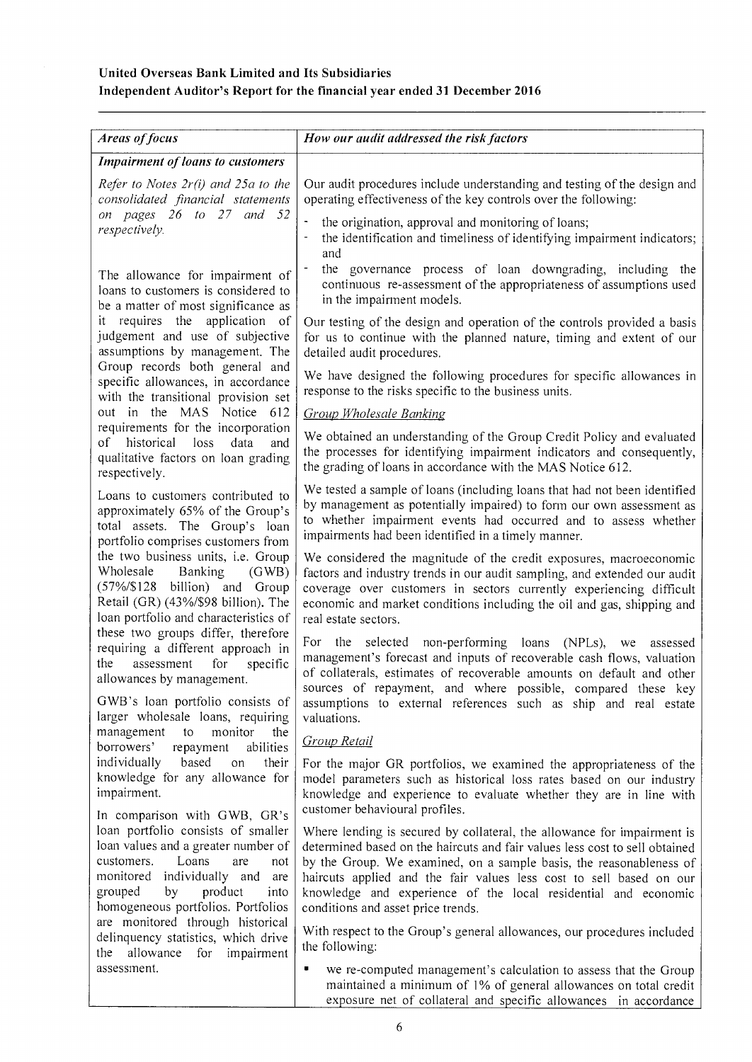**United Overseas Bank Limited and Its Subsidiaries**
**Independent Auditor's Report for the financial year ended 31 December 2016**

| *Areas of focus* | *How our audit addressed the risk factors* |
|---|---|
| ***Impairment of loans to customers*** | |
| *Refer to Notes 2r(i) and 25a to the consolidated financial statements on pages 26 to 27 and 52 respectively.*<br><br>The allowance for impairment of loans to customers is considered to be a matter of most significance as it requires the application of judgement and use of subjective assumptions by management. The Group records both general and specific allowances, in accordance with the transitional provision set out in the MAS Notice 612 requirements for the incorporation of historical loss data and qualitative factors on loan grading respectively.<br><br>Loans to customers contributed to approximately 65% of the Group's total assets. The Group's loan portfolio comprises customers from the two business units, i.e. Group Wholesale Banking (GWB) (57%/$128 billion) and Group Retail (GR) (43%/$98 billion). The loan portfolio and characteristics of these two groups differ, therefore requiring a different approach in the assessment for specific allowances by management.<br><br>GWB's loan portfolio consists of larger wholesale loans, requiring management to monitor the borrowers' repayment abilities individually based on their knowledge for any allowance for impairment.<br><br>In comparison with GWB, GR's loan portfolio consists of smaller loan values and a greater number of customers. Loans are not monitored individually and are grouped by product into homogeneous portfolios. Portfolios are monitored through historical delinquency statistics, which drive the allowance for impairment assessment. | Our audit procedures include understanding and testing of the design and operating effectiveness of the key controls over the following:<br><br>- the origination, approval and monitoring of loans;<br>- the identification and timeliness of identifying impairment indicators; and<br>- the governance process of loan downgrading, including the continuous re-assessment of the appropriateness of assumptions used in the impairment models.<br><br>Our testing of the design and operation of the controls provided a basis for us to continue with the planned nature, timing and extent of our detailed audit procedures.<br><br>We have designed the following procedures for specific allowances in response to the risks specific to the business units.<br><br><u>Group Wholesale Banking</u><br><br>We obtained an understanding of the Group Credit Policy and evaluated the processes for identifying impairment indicators and consequently, the grading of loans in accordance with the MAS Notice 612.<br><br>We tested a sample of loans (including loans that had not been identified by management as potentially impaired) to form our own assessment as to whether impairment events had occurred and to assess whether impairments had been identified in a timely manner.<br><br>We considered the magnitude of the credit exposures, macroeconomic factors and industry trends in our audit sampling, and extended our audit coverage over customers in sectors currently experiencing difficult economic and market conditions including the oil and gas, shipping and real estate sectors.<br><br>For the selected non-performing loans (NPLs), we assessed management's forecast and inputs of recoverable cash flows, valuation of collaterals, estimates of recoverable amounts on default and other sources of repayment, and where possible, compared these key assumptions to external references such as ship and real estate valuations.<br><br><u>Group Retail</u><br><br>For the major GR portfolios, we examined the appropriateness of the model parameters such as historical loss rates based on our industry knowledge and experience to evaluate whether they are in line with customer behavioural profiles.<br><br>Where lending is secured by collateral, the allowance for impairment is determined based on the haircuts and fair values less cost to sell obtained by the Group. We examined, on a sample basis, the reasonableness of haircuts applied and the fair values less cost to sell based on our knowledge and experience of the local residential and economic conditions and asset price trends.<br><br>With respect to the Group's general allowances, our procedures included the following:<br><br>- we re-computed management's calculation to assess that the Group maintained a minimum of 1% of general allowances on total credit exposure net of collateral and specific allowances in accordance |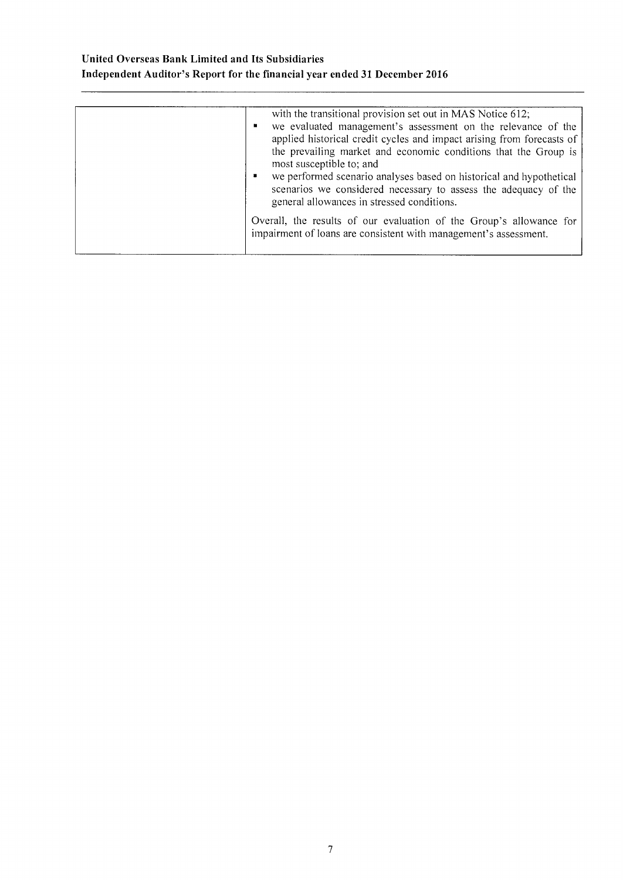| | |
|---|---|
| | with the transitional provision set out in MAS Notice 612;<br>▪ we evaluated management's assessment on the relevance of the applied historical credit cycles and impact arising from forecasts of the prevailing market and economic conditions that the Group is most susceptible to; and<br>▪ we performed scenario analyses based on historical and hypothetical scenarios we considered necessary to assess the adequacy of the general allowances in stressed conditions.<br><br>Overall, the results of our evaluation of the Group's allowance for impairment of loans are consistent with management's assessment. |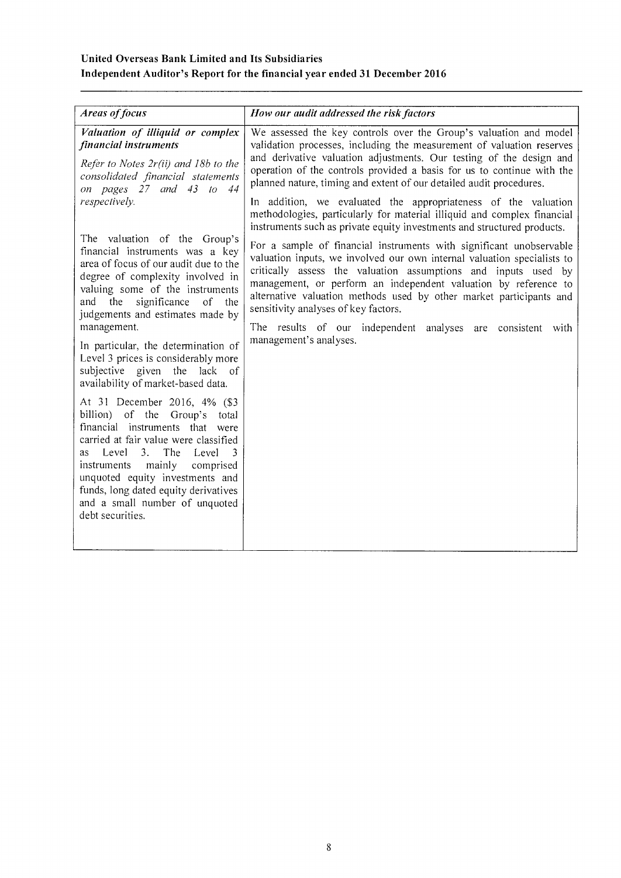| *Areas of focus* | *How our audit addressed the risk factors* |
| --- | --- |
| ***Valuation of illiquid or complex financial instruments***<br><br>*Refer to Notes 2r(ii) and 18b to the consolidated financial statements on pages 27 and 43 to 44 respectively.*<br><br>The valuation of the Group's financial instruments was a key area of focus of our audit due to the degree of complexity involved in valuing some of the instruments and the significance of the judgements and estimates made by management.<br><br>In particular, the determination of Level 3 prices is considerably more subjective given the lack of availability of market-based data.<br><br>At 31 December 2016, 4% ($3 billion) of the Group's total financial instruments that were carried at fair value were classified as Level 3. The Level 3 instruments mainly comprised unquoted equity investments and funds, long dated equity derivatives and a small number of unquoted debt securities. | We assessed the key controls over the Group's valuation and model validation processes, including the measurement of valuation reserves and derivative valuation adjustments. Our testing of the design and operation of the controls provided a basis for us to continue with the planned nature, timing and extent of our detailed audit procedures.<br><br>In addition, we evaluated the appropriateness of the valuation methodologies, particularly for material illiquid and complex financial instruments such as private equity investments and structured products.<br><br>For a sample of financial instruments with significant unobservable valuation inputs, we involved our own internal valuation specialists to critically assess the valuation assumptions and inputs used by management, or perform an independent valuation by reference to alternative valuation methods used by other market participants and sensitivity analyses of key factors.<br><br>The results of our independent analyses are consistent with management's analyses. |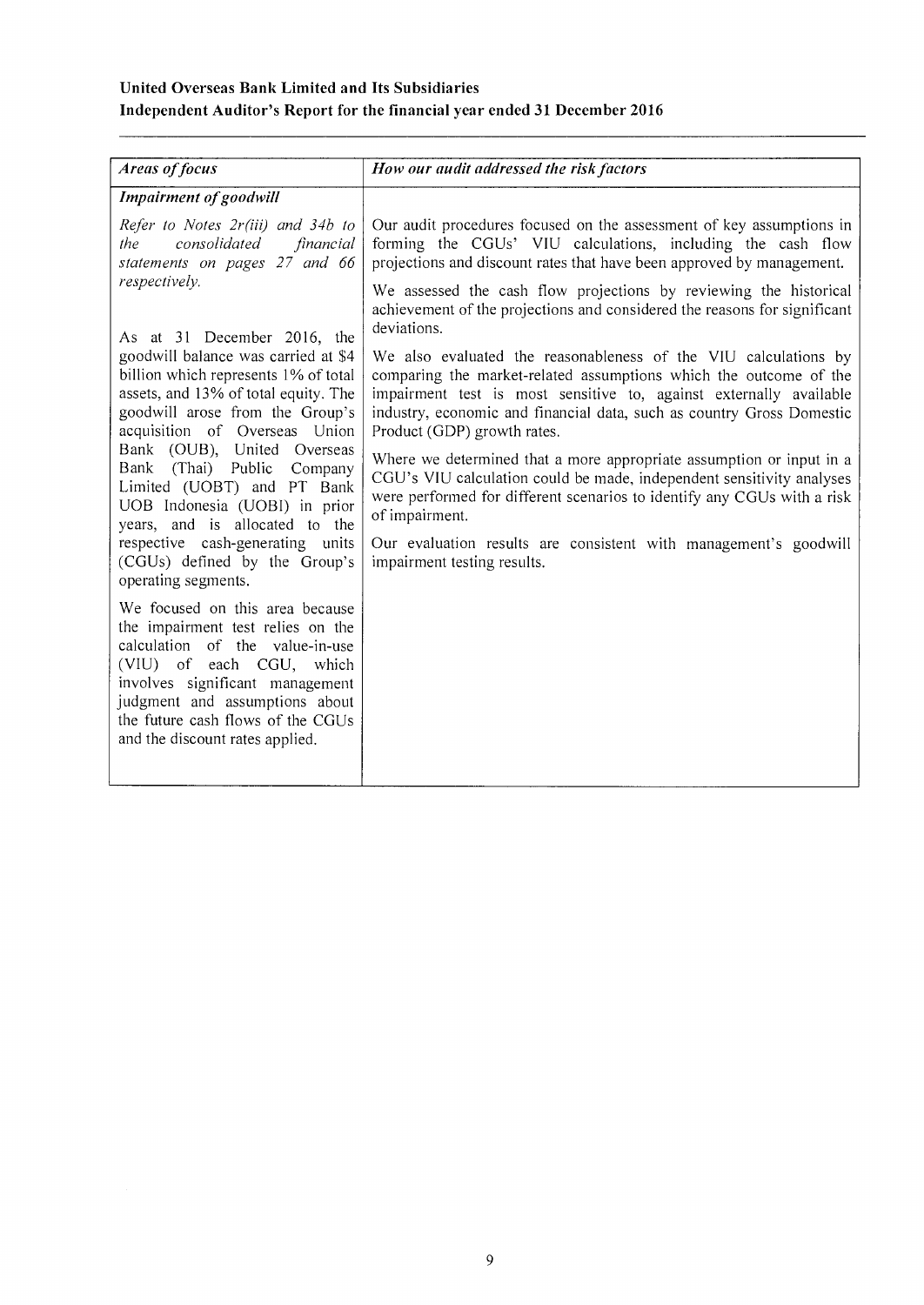**United Overseas Bank Limited and Its Subsidiaries**
**Independent Auditor's Report for the financial year ended 31 December 2016**

| *Areas of focus* | *How our audit addressed the risk factors* |
|---|---|
| ***Impairment of goodwill*** | |
| *Refer to Notes 2r(iii) and 34b to the consolidated financial statements on pages 27 and 66 respectively.*<br><br>As at 31 December 2016, the goodwill balance was carried at \$4 billion which represents 1% of total assets, and 13% of total equity. The goodwill arose from the Group's acquisition of Overseas Union Bank (OUB), United Overseas Bank (Thai) Public Company Limited (UOBT) and PT Bank UOB Indonesia (UOBI) in prior years, and is allocated to the respective cash-generating units (CGUs) defined by the Group's operating segments.<br><br>We focused on this area because the impairment test relies on the calculation of the value-in-use (VIU) of each CGU, which involves significant management judgment and assumptions about the future cash flows of the CGUs and the discount rates applied. | Our audit procedures focused on the assessment of key assumptions in forming the CGUs' VIU calculations, including the cash flow projections and discount rates that have been approved by management.<br><br>We assessed the cash flow projections by reviewing the historical achievement of the projections and considered the reasons for significant deviations.<br><br>We also evaluated the reasonableness of the VIU calculations by comparing the market-related assumptions which the outcome of the impairment test is most sensitive to, against externally available industry, economic and financial data, such as country Gross Domestic Product (GDP) growth rates.<br><br>Where we determined that a more appropriate assumption or input in a CGU's VIU calculation could be made, independent sensitivity analyses were performed for different scenarios to identify any CGUs with a risk of impairment.<br><br>Our evaluation results are consistent with management's goodwill impairment testing results. |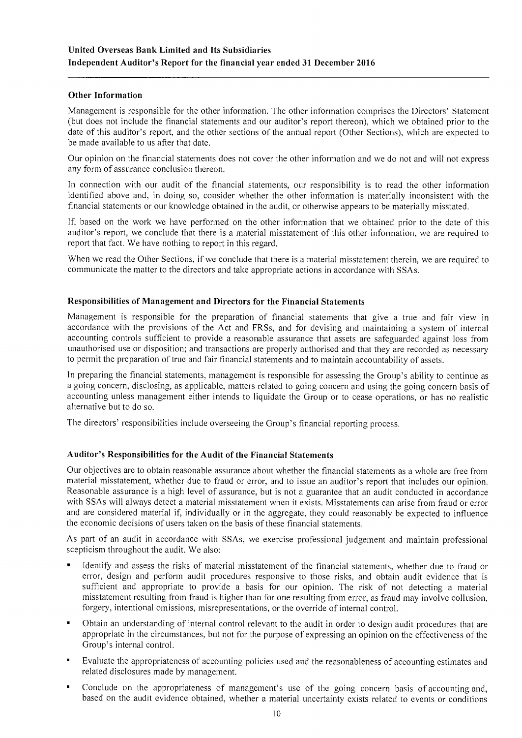## Other Information

Management is responsible for the other information. The other information comprises the Directors' Statement (but does not include the financial statements and our auditor's report thereon), which we obtained prior to the date of this auditor's report, and the other sections of the annual report (Other Sections), which are expected to be made available to us after that date.

Our opinion on the financial statements does not cover the other information and we do not and will not express any form of assurance conclusion thereon.

In connection with our audit of the financial statements, our responsibility is to read the other information identified above and, in doing so, consider whether the other information is materially inconsistent with the financial statements or our knowledge obtained in the audit, or otherwise appears to be materially misstated.

If, based on the work we have performed on the other information that we obtained prior to the date of this auditor's report, we conclude that there is a material misstatement of this other information, we are required to report that fact. We have nothing to report in this regard.

When we read the Other Sections, if we conclude that there is a material misstatement therein, we are required to communicate the matter to the directors and take appropriate actions in accordance with SSAs.

## Responsibilities of Management and Directors for the Financial Statements

Management is responsible for the preparation of financial statements that give a true and fair view in accordance with the provisions of the Act and FRSs, and for devising and maintaining a system of internal accounting controls sufficient to provide a reasonable assurance that assets are safeguarded against loss from unauthorised use or disposition; and transactions are properly authorised and that they are recorded as necessary to permit the preparation of true and fair financial statements and to maintain accountability of assets.

In preparing the financial statements, management is responsible for assessing the Group's ability to continue as a going concern, disclosing, as applicable, matters related to going concern and using the going concern basis of accounting unless management either intends to liquidate the Group or to cease operations, or has no realistic alternative but to do so.

The directors' responsibilities include overseeing the Group's financial reporting process.

## Auditor's Responsibilities for the Audit of the Financial Statements

Our objectives are to obtain reasonable assurance about whether the financial statements as a whole are free from material misstatement, whether due to fraud or error, and to issue an auditor's report that includes our opinion. Reasonable assurance is a high level of assurance, but is not a guarantee that an audit conducted in accordance with SSAs will always detect a material misstatement when it exists. Misstatements can arise from fraud or error and are considered material if, individually or in the aggregate, they could reasonably be expected to influence the economic decisions of users taken on the basis of these financial statements.

As part of an audit in accordance with SSAs, we exercise professional judgement and maintain professional scepticism throughout the audit. We also:

- Identify and assess the risks of material misstatement of the financial statements, whether due to fraud or error, design and perform audit procedures responsive to those risks, and obtain audit evidence that is sufficient and appropriate to provide a basis for our opinion. The risk of not detecting a material misstatement resulting from fraud is higher than for one resulting from error, as fraud may involve collusion, forgery, intentional omissions, misrepresentations, or the override of internal control.
- Obtain an understanding of internal control relevant to the audit in order to design audit procedures that are appropriate in the circumstances, but not for the purpose of expressing an opinion on the effectiveness of the Group's internal control.
- Evaluate the appropriateness of accounting policies used and the reasonableness of accounting estimates and related disclosures made by management.
- Conclude on the appropriateness of management's use of the going concern basis of accounting and, based on the audit evidence obtained, whether a material uncertainty exists related to events or conditions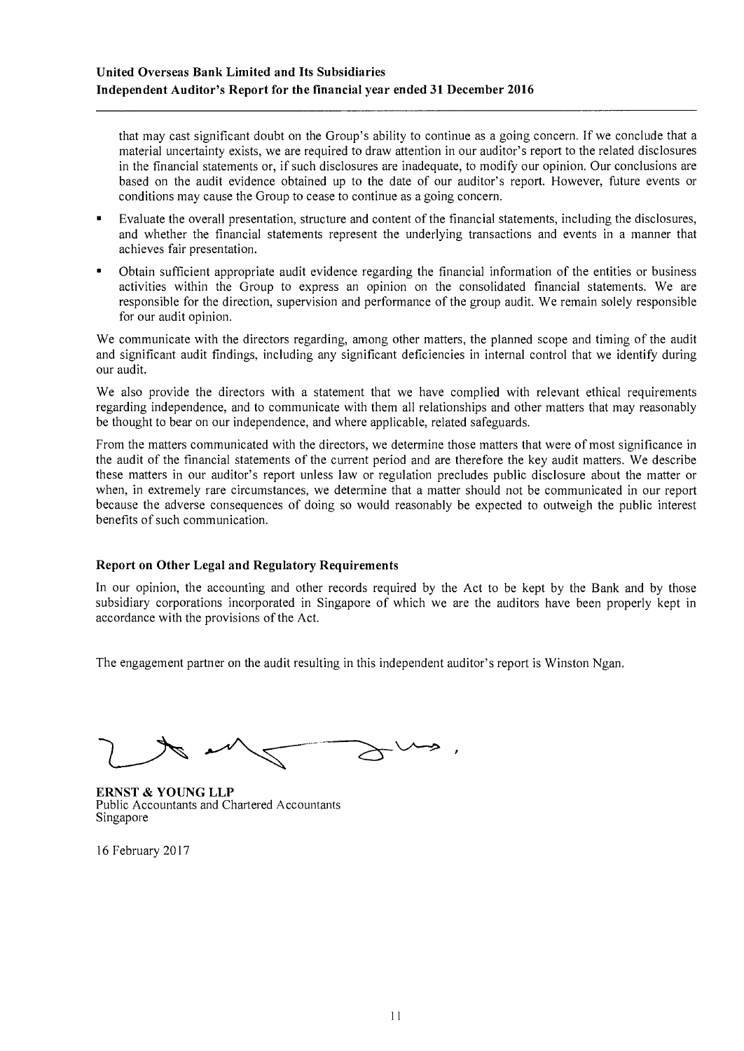that may cast significant doubt on the Group's ability to continue as a going concern. If we conclude that a material uncertainty exists, we are required to draw attention in our auditor's report to the related disclosures in the financial statements or, if such disclosures are inadequate, to modify our opinion. Our conclusions are based on the audit evidence obtained up to the date of our auditor's report. However, future events or conditions may cause the Group to cease to continue as a going concern.

- Evaluate the overall presentation, structure and content of the financial statements, including the disclosures, and whether the financial statements represent the underlying transactions and events in a manner that achieves fair presentation.
- Obtain sufficient appropriate audit evidence regarding the financial information of the entities or business activities within the Group to express an opinion on the consolidated financial statements. We are responsible for the direction, supervision and performance of the group audit. We remain solely responsible for our audit opinion.

We communicate with the directors regarding, among other matters, the planned scope and timing of the audit and significant audit findings, including any significant deficiencies in internal control that we identify during our audit.

We also provide the directors with a statement that we have complied with relevant ethical requirements regarding independence, and to communicate with them all relationships and other matters that may reasonably be thought to bear on our independence, and where applicable, related safeguards.

From the matters communicated with the directors, we determine those matters that were of most significance in the audit of the financial statements of the current period and are therefore the key audit matters. We describe these matters in our auditor's report unless law or regulation precludes public disclosure about the matter or when, in extremely rare circumstances, we determine that a matter should not be communicated in our report because the adverse consequences of doing so would reasonably be expected to outweigh the public interest benefits of such communication.

**Report on Other Legal and Regulatory Requirements**

In our opinion, the accounting and other records required by the Act to be kept by the Bank and by those subsidiary corporations incorporated in Singapore of which we are the auditors have been properly kept in accordance with the provisions of the Act.

The engagement partner on the audit resulting in this independent auditor's report is Winston Ngan.

**ERNST & YOUNG LLP**
Public Accountants and Chartered Accountants
Singapore

16 February 2017